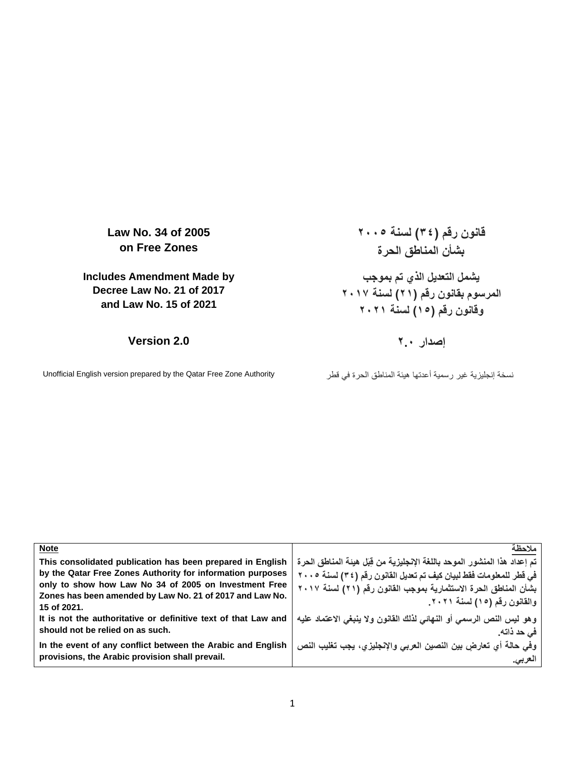# Law No. 34 of 2005 on Free Zones

# قانون رقم (٣٤) لسنة ٢٠٠٥ بشأن المناطق الحرة

**Includes Amendment Made by Decree Law No. 21 of 2017 and Law No. 15 of 2021**

**يشمل التعديل الذي تم بموجب المرسوم بقانون رقم (٢١) لسنة ٢٠١٧ وقانون رقم (١٥) لسنة ٢٠٢١**

**Version 2.0**

**إصدار ٢.٠**

Unofficial English version prepared by the Qatar Free Zone Authority

نسخة إنجليزية غير رسمية أعدتها هيئة المناطق الحرة في قطر

| | |
|---|---|
| **Note** | **ملاحظة** |
| **This consolidated publication has been prepared in English by the Qatar Free Zones Authority for information purposes only to show how Law No 34 of 2005 on Investment Free Zones has been amended by Law No. 21 of 2017 and Law No. 15 of 2021.** | **تم إعداد هذا المنشور الموحد باللغة الإنجليزية من قِبل هيئة المناطق الحرة في قطر للمعلومات فقط لبيان كيف تم تعديل القانون رقم (٣٤) لسنة ٢٠٠٥ بشأن المناطق الحرة الاستثمارية بموجب القانون رقم (٢١) لسنة ٢٠١٧ والقانون رقم (١٥) لسنة ٢٠٢١.** |
| **It is not the authoritative or definitive text of that Law and should not be relied on as such.** | **وهو ليس النص الرسمي أو النهائي لذلك القانون ولا ينبغي الاعتماد عليه في حد ذاته.** |
| **In the event of any conflict between the Arabic and English provisions, the Arabic provision shall prevail.** | **وفي حالة أي تعارضٍ بين النصين العربي والإنجليزي، يجب تغليب النص العربي.** |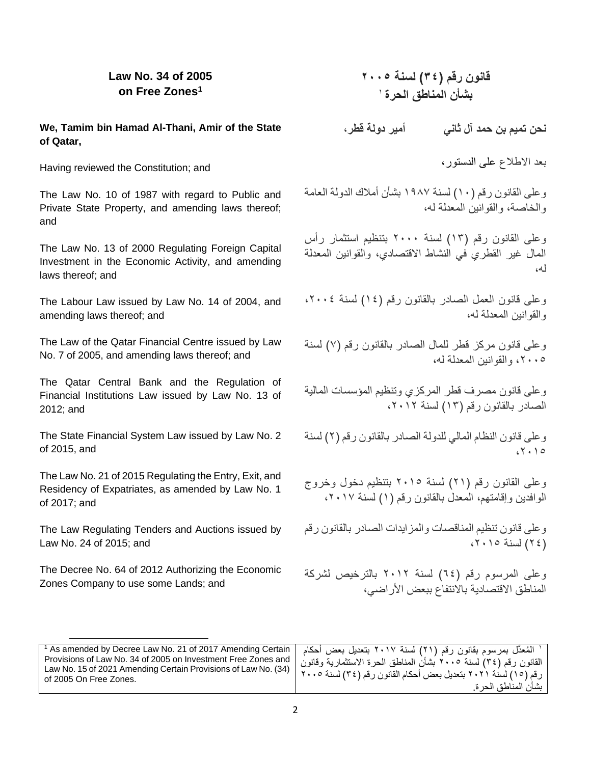# Law No. 34 of 2005 on Free Zones[1]

# قانون رقم (٣٤) لسنة ٢٠٠٥ بشأن المناطق الحرة ١

**We, Tamim bin Hamad Al-Thani, Amir of the State of Qatar,**

**نحن تميم بن حمد آل ثاني أمير دولة قطر،**

Having reviewed the Constitution; and

بعد الاطلاع على الدستور،

The Law No. 10 of 1987 with regard to Public and Private State Property, and amending laws thereof; and

وعلى القانون رقم (١٠) لسنة ١٩٨٧ بشأن أملاك الدولة العامة والخاصة، والقوانين المعدلة له،

The Law No. 13 of 2000 Regulating Foreign Capital Investment in the Economic Activity, and amending laws thereof; and

وعلى القانون رقم (١٣) لسنة ٢٠٠٠ بتنظيم استثمار رأس المال غير القطري في النشاط الاقتصادي، والقوانين المعدلة له،

The Labour Law issued by Law No. 14 of 2004, and amending laws thereof; and

وعلى قانون العمل الصادر بالقانون رقم (١٤) لسنة ٢٠٠٤، والقوانين المعدلة له،

The Law of the Qatar Financial Centre issued by Law No. 7 of 2005, and amending laws thereof; and

وعلى قانون مركز قطر للمال الصادر بالقانون رقم (٧) لسنة ٢٠٠٥، والقوانين المعدلة له،

The Qatar Central Bank and the Regulation of Financial Institutions Law issued by Law No. 13 of 2012; and

وعلى قانون مصرف قطر المركزي وتنظيم المؤسسات المالية الصادر بالقانون رقم (١٣) لسنة ٢٠١٢،

The State Financial System Law issued by Law No. 2 of 2015, and

وعلى قانون النظام المالي للدولة الصادر بالقانون رقم (٢) لسنة ٢٠١٥،

The Law No. 21 of 2015 Regulating the Entry, Exit, and Residency of Expatriates, as amended by Law No. 1 of 2017; and

وعلى القانون رقم (٢١) لسنة ٢٠١٥ بتنظيم دخول وخروج الوافدين وإقامتهم، المعدل بالقانون رقم (١) لسنة ٢٠١٧،

The Law Regulating Tenders and Auctions issued by Law No. 24 of 2015; and

وعلى قانون تنظيم المناقصات والمزايدات الصادر بالقانون رقم (٢٤) لسنة ٢٠١٥،

The Decree No. 64 of 2012 Authorizing the Economic Zones Company to use some Lands; and

وعلى المرسوم رقم (٦٤) لسنة ٢٠١٢ بالترخيص لشركة المناطق الاقتصادية بالانتفاع ببعض الأراضي،

---

[1] As amended by Decree Law No. 21 of 2017 Amending Certain Provisions of Law No. 34 of 2005 on Investment Free Zones and Law No. 15 of 2021 Amending Certain Provisions of Law No. (34) of 2005 On Free Zones.

١ المُعدَّل بمرسوم بقانون رقم (٢١) لسنة ٢٠١٧ بتعديل بعض أحكام القانون رقم (٣٤) لسنة ٢٠٠٥ بشأن المناطق الحرة الاستثمارية وقانون رقم (١٥) لسنة ٢٠٢١ بتعديل بعض أحكام القانون رقم (٣٤) لسنة ٢٠٠٥ بشأن المناطق الحرة.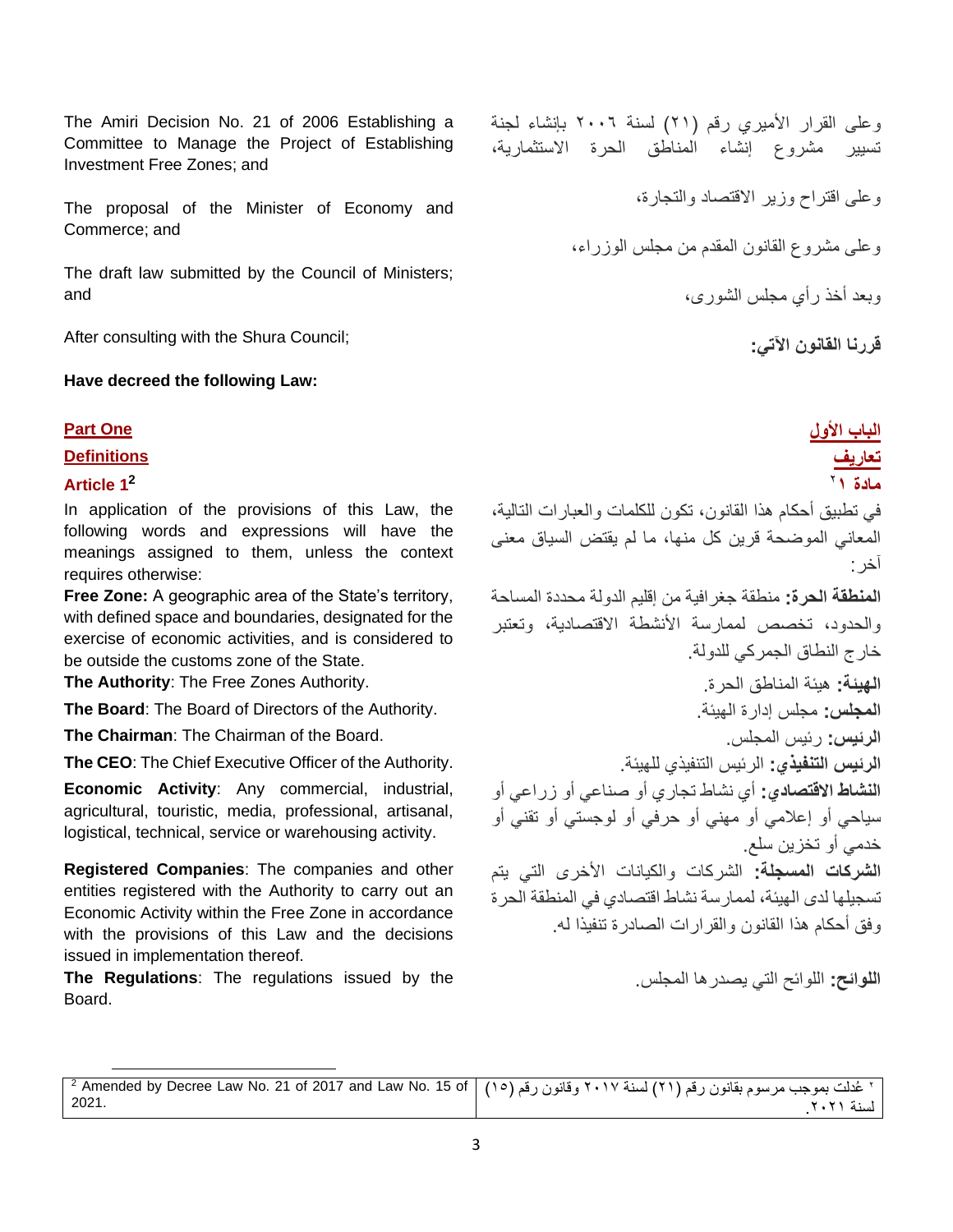The Amiri Decision No. 21 of 2006 Establishing a Committee to Manage the Project of Establishing Investment Free Zones; and

وعلى القرار الأميري رقم (٢١) لسنة ٢٠٠٦ بإنشاء لجنة تسيير مشروع إنشاء المناطق الحرة الاستثمارية،

The proposal of the Minister of Economy and Commerce; and

وعلى اقتراح وزير الاقتصاد والتجارة،

The draft law submitted by the Council of Ministers; and

وعلى مشروع القانون المقدم من مجلس الوزراء،

After consulting with the Shura Council;

وبعد أخذ رأي مجلس الشورى،

**Have decreed the following Law:**

**قررنا القانون الآتي:**

## Part One
## الباب الأول

## Definitions
## تعاريف

### Article 1[2]
### مادة ١[٢]

In application of the provisions of this Law, the following words and expressions will have the meanings assigned to them, unless the context requires otherwise:

في تطبيق أحكام هذا القانون، تكون للكلمات والعبارات التالية، المعاني الموضحة قرين كل منها، ما لم يقتض السياق معنى آخر:

**Free Zone:** A geographic area of the State's territory, with defined space and boundaries, designated for the exercise of economic activities, and is considered to be outside the customs zone of the State.

**المنطقة الحرة:** منطقة جغرافية من إقليم الدولة محددة المساحة والحدود، تخصص لممارسة الأنشطة الاقتصادية، وتعتبر خارج النطاق الجمركي للدولة.

**The Authority**: The Free Zones Authority.

**الهيئة:** هيئة المناطق الحرة.

**The Board**: The Board of Directors of the Authority.

**المجلس:** مجلس إدارة الهيئة.

**The Chairman**: The Chairman of the Board.

**الرئيس:** رئيس المجلس.

**The CEO**: The Chief Executive Officer of the Authority.

**الرئيس التنفيذي:** الرئيس التنفيذي للهيئة.

**Economic Activity**: Any commercial, industrial, agricultural, touristic, media, professional, artisanal, logistical, technical, service or warehousing activity.

**النشاط الاقتصادي:** أي نشاط تجاري أو صناعي أو زراعي أو سياحي أو إعلامي أو مهني أو حرفي أو لوجستي أو تقني أو خدمي أو تخزين سلع.

**Registered Companies**: The companies and other entities registered with the Authority to carry out an Economic Activity within the Free Zone in accordance with the provisions of this Law and the decisions issued in implementation thereof.

**الشركات المسجلة:** الشركات والكيانات الأخرى التي يتم تسجيلها لدى الهيئة، لممارسة نشاط اقتصادي في المنطقة الحرة وفق أحكام هذا القانون والقرارات الصادرة تنفيذا له.

**The Regulations**: The regulations issued by the Board.

**اللوائح:** اللوائح التي يصدرها المجلس.

---

[2] Amended by Decree Law No. 21 of 2017 and Law No. 15 of 2021.

[٢] عُدلت بموجب مرسوم بقانون رقم (٢١) لسنة ٢٠١٧ وقانون رقم (١٥) لسنة ٢٠٢١.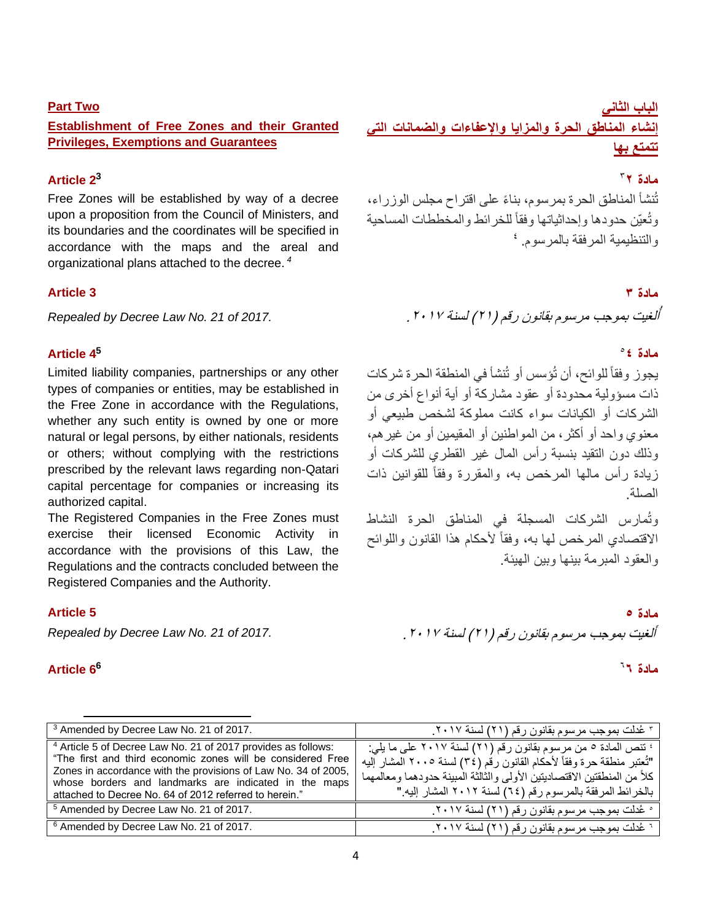**Part Two**

**Establishment of Free Zones and their Granted Privileges, Exemptions and Guarantees**

**الباب الثاني**

**إنشاء المناطق الحرة والمزايا والإعفاءات والضمانات التي تتمتع بها**

### Article 2[3]

Free Zones will be established by way of a decree upon a proposition from the Council of Ministers, and its boundaries and the coordinates will be specified in accordance with the maps and the areal and organizational plans attached to the decree.[4]

### مادة ٢[٣]

تُنشأ المناطق الحرة بمرسوم، بناءً على اقتراح مجلس الوزراء، وتُعيّن حدودها وإحداثياتها وفقاً للخرائط والمخططات المساحية والتنظيمية المرفقة بالمرسوم.[٤]

### Article 3

*Repealed by Decree Law No. 21 of 2017.*

### مادة ٣

*أُلغيت بموجب مرسوم بقانون رقم (٢١) لسنة ٢٠١٧.*

### Article 4[5]

Limited liability companies, partnerships or any other types of companies or entities, may be established in the Free Zone in accordance with the Regulations, whether any such entity is owned by one or more natural or legal persons, by either nationals, residents or others; without complying with the restrictions prescribed by the relevant laws regarding non-Qatari capital percentage for companies or increasing its authorized capital.

The Registered Companies in the Free Zones must exercise their licensed Economic Activity in accordance with the provisions of this Law, the Regulations and the contracts concluded between the Registered Companies and the Authority.

### مادة ٤[٥]

يجوز وفقاً للوائح، أن تُؤسس أو تُنشأ في المنطقة الحرة شركات ذات مسؤولية محدودة أو عقود مشاركة أو أية أنواع أخرى من الشركات أو الكيانات سواء كانت مملوكة لشخص طبيعي أو معنوي واحد أو أكثر، من المواطنين أو المقيمين أو من غيرهم، وذلك دون التقيد بنسبة رأس المال غير القطري للشركات أو زيادة رأس مالها المرخص به، والمقررة وفقاً للقوانين ذات الصلة.

وتُمارس الشركات المسجلة في المناطق الحرة النشاط الاقتصادي المرخص لها به، وفقاً لأحكام هذا القانون واللوائح والعقود المبرمة بينها وبين الهيئة.

### Article 5

*Repealed by Decree Law No. 21 of 2017.*

### مادة ٥

*أُلغيت بموجب مرسوم بقانون رقم (٢١) لسنة ٢٠١٧.*

### Article 6[6]

### مادة ٦[٦]

---

| | |
|---|---|
| [3] Amended by Decree Law No. 21 of 2017. | [٣] عُدلت بموجب مرسوم بقانون رقم (٢١) لسنة ٢٠١٧. |
| [4] Article 5 of Decree Law No. 21 of 2017 provides as follows: "The first and third economic zones will be considered Free Zones in accordance with the provisions of Law No. 34 of 2005, whose borders and landmarks are indicated in the maps attached to Decree No. 64 of 2012 referred to herein." | [٤] تنص المادة ٥ من مرسوم بقانون رقم (٢١) لسنة ٢٠١٧ على ما يلي: "تُعتبر منطقة حرة وفقاً لأحكام القانون رقم (٣٤) لسنة ٢٠٠٥ المشار إليه كلاً من المنطقتين الاقتصاديتين الأولى والثالثة المبينة حدودهما ومعالمهما بالخرائط المرفقة بالمرسوم رقم (٦٤) لسنة ٢٠١٢ المشار إليه." |
| [5] Amended by Decree Law No. 21 of 2017. | [٥] عُدلت بموجب مرسوم بقانون رقم (٢١) لسنة ٢٠١٧. |
| [6] Amended by Decree Law No. 21 of 2017. | [٦] عُدلت بموجب مرسوم بقانون رقم (٢١) لسنة ٢٠١٧. |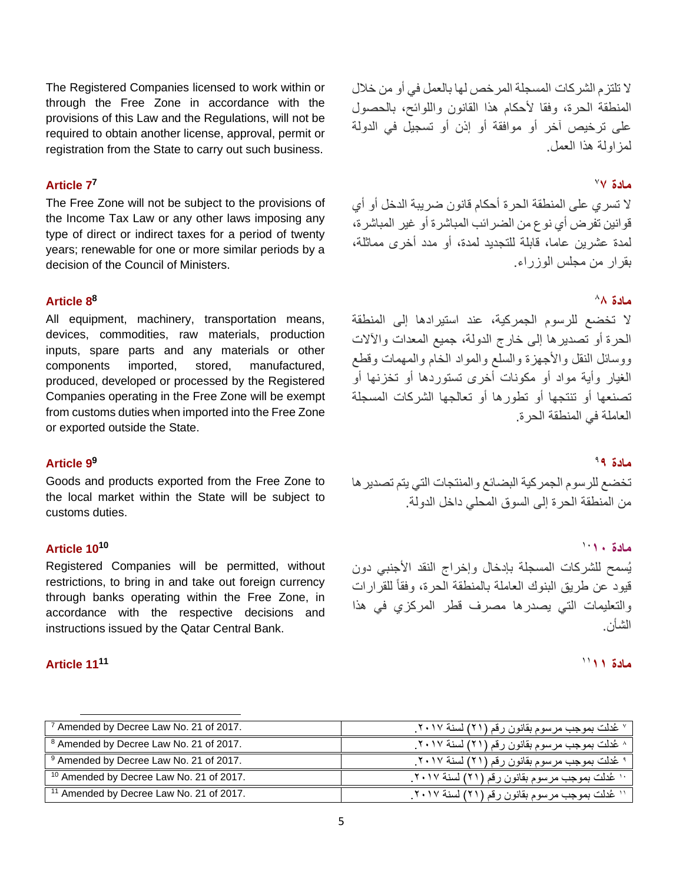The Registered Companies licensed to work within or through the Free Zone in accordance with the provisions of this Law and the Regulations, will not be required to obtain another license, approval, permit or registration from the State to carry out such business.

لا تلتزم الشركات المسجلة المرخص لها بالعمل في أو من خلال المنطقة الحرة، وفقا لأحكام هذا القانون واللوائح، بالحصول على ترخيص آخر أو موافقة أو إذن أو تسجيل في الدولة لمزاولة هذا العمل.

### Article 7[7]

### مادة ٧[٧]

The Free Zone will not be subject to the provisions of the Income Tax Law or any other laws imposing any type of direct or indirect taxes for a period of twenty years; renewable for one or more similar periods by a decision of the Council of Ministers.

لا تسري على المنطقة الحرة أحكام قانون ضريبة الدخل أو أي قوانين تفرض أي نوع من الضرائب المباشرة أو غير المباشرة، لمدة عشرين عاما، قابلة للتجديد لمدة، أو مدد أخرى مماثلة، بقرار من مجلس الوزراء.

### Article 8[8]

### مادة ٨[٨]

All equipment, machinery, transportation means, devices, commodities, raw materials, production inputs, spare parts and any materials or other components imported, stored, manufactured, produced, developed or processed by the Registered Companies operating in the Free Zone will be exempt from customs duties when imported into the Free Zone or exported outside the State.

لا تخضع للرسوم الجمركية، عند استيرادها إلى المنطقة الحرة أو تصديرها إلى خارج الدولة، جميع المعدات والآلات ووسائل النقل والأجهزة والسلع والمواد الخام والمهمات وقطع الغيار وأية مواد أو مكونات أخرى تستوردها أو تخزنها أو تصنعها أو تنتجها أو تطورها أو تعالجها الشركات المسجلة العاملة في المنطقة الحرة.

### Article 9[9]

### مادة ٩[٩]

Goods and products exported from the Free Zone to the local market within the State will be subject to customs duties.

تخضع للرسوم الجمركية البضائع والمنتجات التي يتم تصديرها من المنطقة الحرة إلى السوق المحلي داخل الدولة.

### Article 10[10]

### مادة ١٠[١٠]

Registered Companies will be permitted, without restrictions, to bring in and take out foreign currency through banks operating within the Free Zone, in accordance with the respective decisions and instructions issued by the Qatar Central Bank.

يُسمح للشركات المسجلة بإدخال وإخراج النقد الأجنبي دون قيود عن طريق البنوك العاملة بالمنطقة الحرة، وفقاً للقرارات والتعليمات التي يصدرها مصرف قطر المركزي في هذا الشأن.

### Article 11[11]

### مادة ١١[١١]

| | |
|---|---|
| [7] Amended by Decree Law No. 21 of 2017. | ٧ عُدلت بموجب مرسوم بقانون رقم (٢١) لسنة ٢٠١٧. |
| [8] Amended by Decree Law No. 21 of 2017. | ٨ عُدلت بموجب مرسوم بقانون رقم (٢١) لسنة ٢٠١٧. |
| [9] Amended by Decree Law No. 21 of 2017. | ٩ عُدلت بموجب مرسوم بقانون رقم (٢١) لسنة ٢٠١٧. |
| [10] Amended by Decree Law No. 21 of 2017. | ١٠ عُدلت بموجب مرسوم بقانون رقم (٢١) لسنة ٢٠١٧. |
| [11] Amended by Decree Law No. 21 of 2017. | ١١ عُدلت بموجب مرسوم بقانون رقم (٢١) لسنة ٢٠١٧. |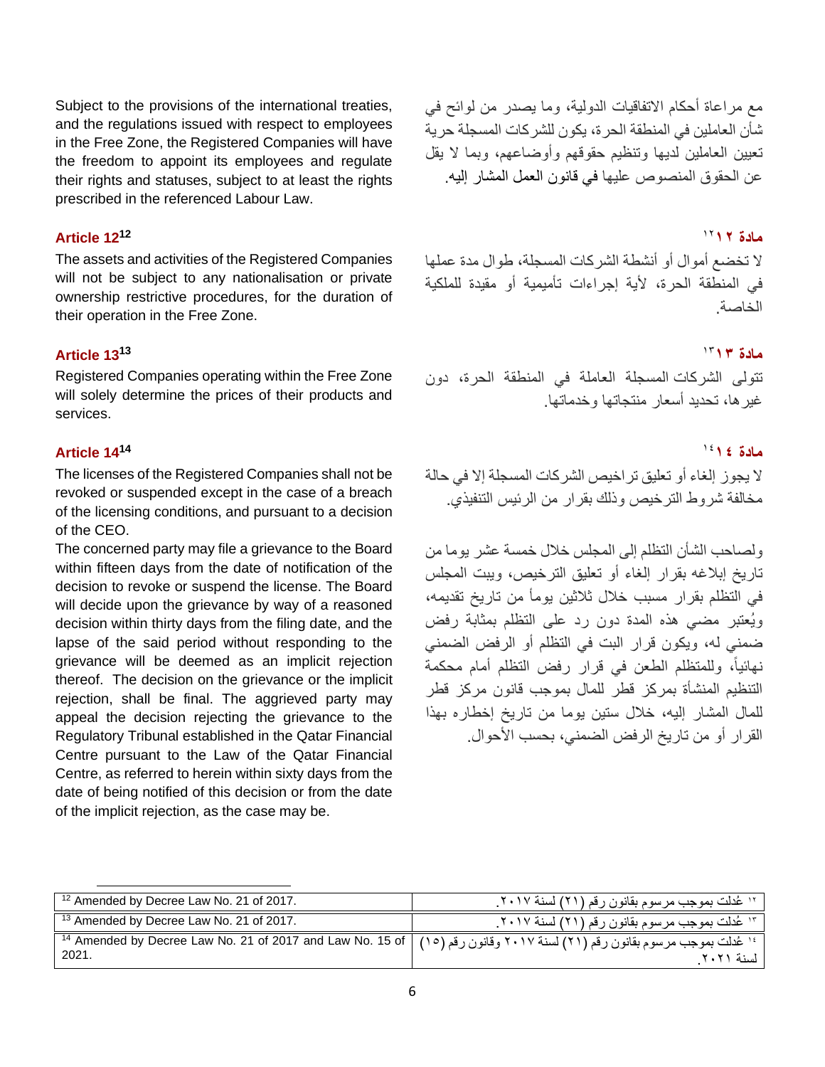Subject to the provisions of the international treaties, and the regulations issued with respect to employees in the Free Zone, the Registered Companies will have the freedom to appoint its employees and regulate their rights and statuses, subject to at least the rights prescribed in the referenced Labour Law.

مع مراعاة أحكام الاتفاقيات الدولية، وما يصدر من لوائح في شأن العاملين في المنطقة الحرة، يكون للشركات المسجلة حرية تعيين العاملين لديها وتنظيم حقوقهم وأوضاعهم، وبما لا يقل عن الحقوق المنصوص عليها في قانون العمل المشار إليه.

### Article 12[12]

The assets and activities of the Registered Companies will not be subject to any nationalisation or private ownership restrictive procedures, for the duration of their operation in the Free Zone.

### مادة ١٢[١٢]

لا تخضع أموال أو أنشطة الشركات المسجلة، طوال مدة عملها في المنطقة الحرة، لأية إجراءات تأميمية أو مقيدة للملكية الخاصة.

### Article 13[13]

Registered Companies operating within the Free Zone will solely determine the prices of their products and services.

### مادة ١٣[١٣]

تتولى الشركات المسجلة العاملة في المنطقة الحرة، دون غيرها، تحديد أسعار منتجاتها وخدماتها.

### Article 14[14]

The licenses of the Registered Companies shall not be revoked or suspended except in the case of a breach of the licensing conditions, and pursuant to a decision of the CEO.

The concerned party may file a grievance to the Board within fifteen days from the date of notification of the decision to revoke or suspend the license. The Board will decide upon the grievance by way of a reasoned decision within thirty days from the filing date, and the lapse of the said period without responding to the grievance will be deemed as an implicit rejection thereof. The decision on the grievance or the implicit rejection, shall be final. The aggrieved party may appeal the decision rejecting the grievance to the Regulatory Tribunal established in the Qatar Financial Centre pursuant to the Law of the Qatar Financial Centre, as referred to herein within sixty days from the date of being notified of this decision or from the date of the implicit rejection, as the case may be.

### مادة ١٤[١٤]

لا يجوز إلغاء أو تعليق تراخيص الشركات المسجلة إلا في حالة مخالفة شروط الترخيص وذلك بقرار من الرئيس التنفيذي.

ولصاحب الشأن التظلم إلى المجلس خلال خمسة عشر يوما من تاريخ إبلاغه بقرار إلغاء أو تعليق الترخيص، ويبت المجلس في التظلم بقرار مسبب خلال ثلاثين يوماً من تاريخ تقديمه، ويُعتبر مضي هذه المدة دون رد على التظلم بمثابة رفض ضمني له، ويكون قرار البت في التظلم أو الرفض الضمني نهائياً، وللمتظلم الطعن في قرار رفض التظلم أمام محكمة التنظيم المنشأة بمركز قطر للمال بموجب قانون مركز قطر للمال المشار إليه، خلال ستين يوما من تاريخ إخطاره بهذا القرار أو من تاريخ الرفض الضمني، بحسب الأحوال.

---

[12] Amended by Decree Law No. 21 of 2017.

[13] Amended by Decree Law No. 21 of 2017.

[14] Amended by Decree Law No. 21 of 2017 and Law No. 15 of 2021.

[١٢] عُدلت بموجب مرسوم بقانون رقم (٢١) لسنة ٢٠١٧.

[١٣] عُدلت بموجب مرسوم بقانون رقم (٢١) لسنة ٢٠١٧.

[١٤] عُدلت بموجب مرسوم بقانون رقم (٢١) لسنة ٢٠١٧ وقانون رقم (١٥) لسنة ٢٠٢١.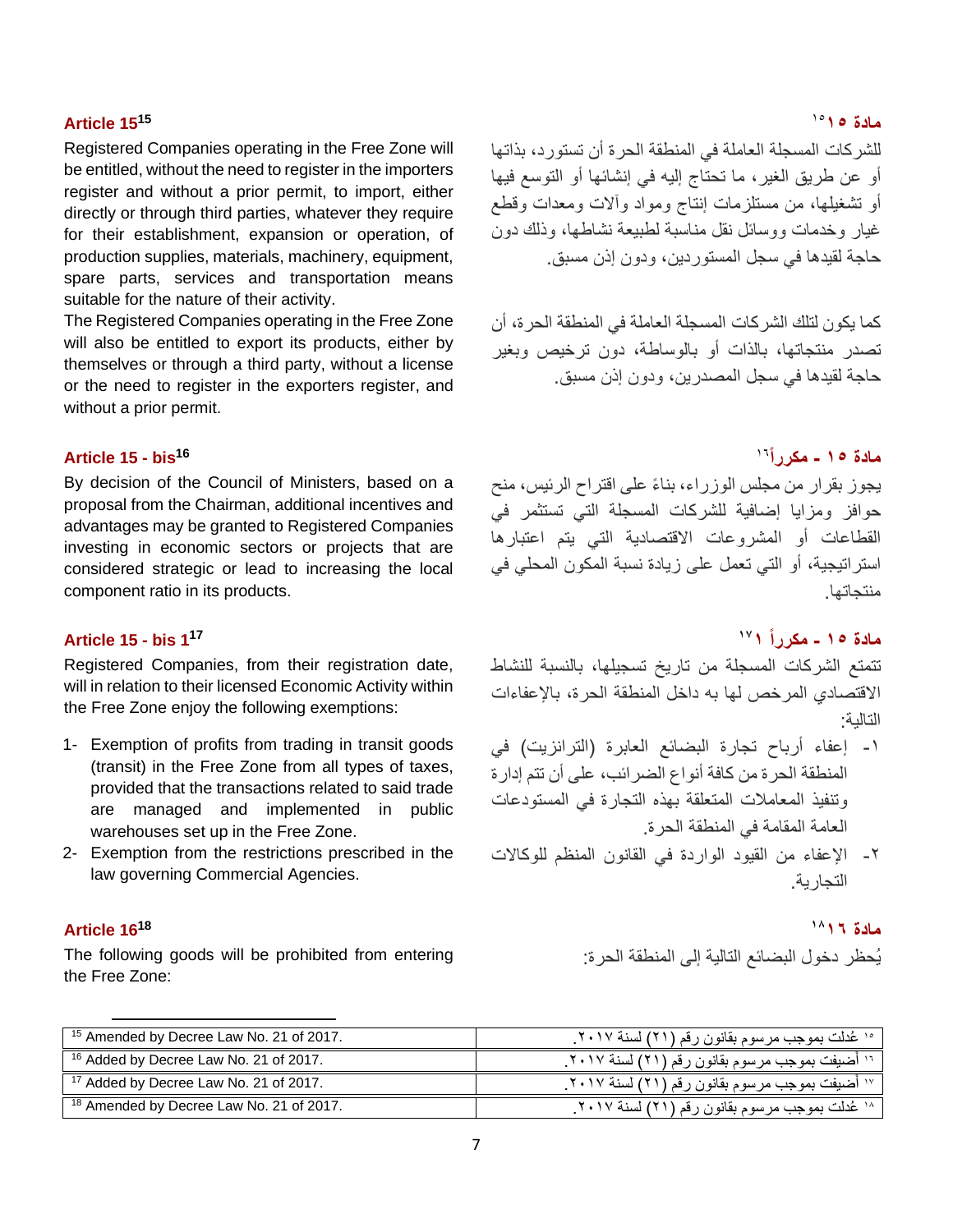### Article 15[15]

Registered Companies operating in the Free Zone will be entitled, without the need to register in the importers register and without a prior permit, to import, either directly or through third parties, whatever they require for their establishment, expansion or operation, of production supplies, materials, machinery, equipment, spare parts, services and transportation means suitable for the nature of their activity.

The Registered Companies operating in the Free Zone will also be entitled to export its products, either by themselves or through a third party, without a license or the need to register in the exporters register, and without a prior permit.

### Article 15 - bis[16]

By decision of the Council of Ministers, based on a proposal from the Chairman, additional incentives and advantages may be granted to Registered Companies investing in economic sectors or projects that are considered strategic or lead to increasing the local component ratio in its products.

### Article 15 - bis 1[17]

Registered Companies, from their registration date, will in relation to their licensed Economic Activity within the Free Zone enjoy the following exemptions:

1- Exemption of profits from trading in transit goods (transit) in the Free Zone from all types of taxes, provided that the transactions related to said trade are managed and implemented in public warehouses set up in the Free Zone.
2- Exemption from the restrictions prescribed in the law governing Commercial Agencies.

### Article 16[18]

The following goods will be prohibited from entering the Free Zone:

### مادة ١٥[١٥]

للشركات المسجلة العاملة في المنطقة الحرة أن تستورد، بذاتها أو عن طريق الغير، ما تحتاج إليه في إنشائها أو التوسع فيها أو تشغيلها، من مستلزمات إنتاج ومواد وآلات ومعدات وقطع غيار وخدمات ووسائل نقل مناسبة لطبيعة نشاطها، وذلك دون حاجة لقيدها في سجل المستوردين، ودون إذن مسبق.

كما يكون لتلك الشركات المسجلة العاملة في المنطقة الحرة، أن تصدر منتجاتها، بالذات أو بالوساطة، دون ترخيص وبغير حاجة لقيدها في سجل المصدرين، ودون إذن مسبق.

### مادة ١٥ - مكرراً[١٦]

يجوز بقرار من مجلس الوزراء، بناءً على اقتراح الرئيس، منح حوافز ومزايا إضافية للشركات المسجلة التي تستثمر في القطاعات أو المشروعات الاقتصادية التي يتم اعتبارها استراتيجية، أو التي تعمل على زيادة نسبة المكون المحلي في منتجاتها.

### مادة ١٥ - مكرراً ١[١٧]

تتمتع الشركات المسجلة من تاريخ تسجيلها، بالنسبة للنشاط الاقتصادي المرخص لها به داخل المنطقة الحرة، بالإعفاءات التالية:

١- إعفاء أرباح تجارة البضائع العابرة (الترانزيت) في المنطقة الحرة من كافة أنواع الضرائب، على أن تتم إدارة وتنفيذ المعاملات المتعلقة بهذه التجارة في المستودعات العامة المقامة في المنطقة الحرة.
٢- الإعفاء من القيود الواردة في القانون المنظم للوكالات التجارية.

### مادة ١٦[١٨]

يُحظر دخول البضائع التالية إلى المنطقة الحرة:

---

| | |
|---|---|
| [15] Amended by Decree Law No. 21 of 2017. | [١٥] عُدلت بموجب مرسوم بقانون رقم (٢١) لسنة ٢٠١٧. |
| [16] Added by Decree Law No. 21 of 2017. | [١٦] أضيفت بموجب مرسوم بقانون رقم (٢١) لسنة ٢٠١٧. |
| [17] Added by Decree Law No. 21 of 2017. | [١٧] أضيفت بموجب مرسوم بقانون رقم (٢١) لسنة ٢٠١٧. |
| [18] Amended by Decree Law No. 21 of 2017. | [١٨] عُدلت بموجب مرسوم بقانون رقم (٢١) لسنة ٢٠١٧. |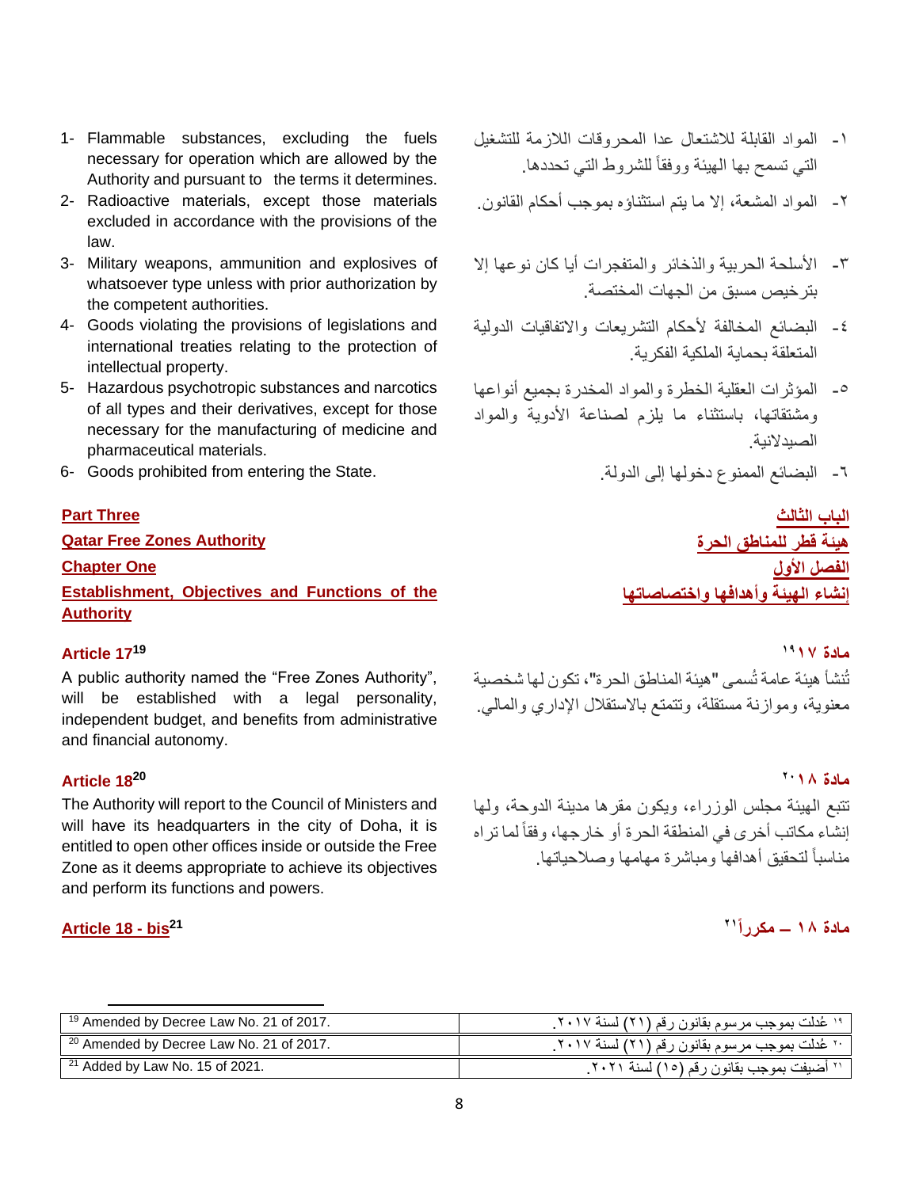1- Flammable substances, excluding the fuels necessary for operation which are allowed by the Authority and pursuant to the terms it determines.
2- Radioactive materials, except those materials excluded in accordance with the provisions of the law.
3- Military weapons, ammunition and explosives of whatsoever type unless with prior authorization by the competent authorities.
4- Goods violating the provisions of legislations and international treaties relating to the protection of intellectual property.
5- Hazardous psychotropic substances and narcotics of all types and their derivatives, except for those necessary for the manufacturing of medicine and pharmaceutical materials.
6- Goods prohibited from entering the State.

١- المواد القابلة للاشتعال عدا المحروقات اللازمة للتشغيل التي تسمح بها الهيئة ووفقاً للشروط التي تحددها.
٢- المواد المشعة، إلا ما يتم استثناؤه بموجب أحكام القانون.
٣- الأسلحة الحربية والذخائر والمتفجرات أيا كان نوعها إلا بترخيص مسبق من الجهات المختصة.
٤- البضائع المخالفة لأحكام التشريعات والاتفاقيات الدولية المتعلقة بحماية الملكية الفكرية.
٥- المؤثرات العقلية الخطرة والمواد المخدرة بجميع أنواعها ومشتقاتها، باستثناء ما يلزم لصناعة الأدوية والمواد الصيدلانية.
٦- البضائع الممنوع دخولها إلى الدولة.

## Part Three
## الباب الثالث

## Qatar Free Zones Authority
## هيئة قطر للمناطق الحرة

### Chapter One
### الفصل الأول

### Establishment, Objectives and Functions of the Authority
### إنشاء الهيئة وأهدافها واختصاصاتها

#### Article 17[19]
#### مادة ١٧[١٩]

A public authority named the “Free Zones Authority”, will be established with a legal personality, independent budget, and benefits from administrative and financial autonomy.

تُنشأ هيئة عامة تُسمى "هيئة المناطق الحرة"، تكون لها شخصية معنوية، وموازنة مستقلة، وتتمتع بالاستقلال الإداري والمالي.

#### Article 18[20]
#### مادة ١٨[٢٠]

The Authority will report to the Council of Ministers and will have its headquarters in the city of Doha, it is entitled to open other offices inside or outside the Free Zone as it deems appropriate to achieve its objectives and perform its functions and powers.

تتبع الهيئة مجلس الوزراء، ويكون مقرها مدينة الدوحة، ولها إنشاء مكاتب أخرى في المنطقة الحرة أو خارجها، وفقاً لما تراه مناسباً لتحقيق أهدافها ومباشرة مهامها وصلاحياتها.

#### Article 18 - bis[21]
#### مادة ١٨ – مكرراً[٢١]

| | |
|---|---|
| [19] Amended by Decree Law No. 21 of 2017. | [١٩] عُدلت بموجب مرسوم بقانون رقم (٢١) لسنة ٢٠١٧. |
| [20] Amended by Decree Law No. 21 of 2017. | [٢٠] عُدلت بموجب مرسوم بقانون رقم (٢١) لسنة ٢٠١٧. |
| [21] Added by Law No. 15 of 2021. | [٢١] أضيفت بموجب بقانون رقم (١٥) لسنة ٢٠٢١. |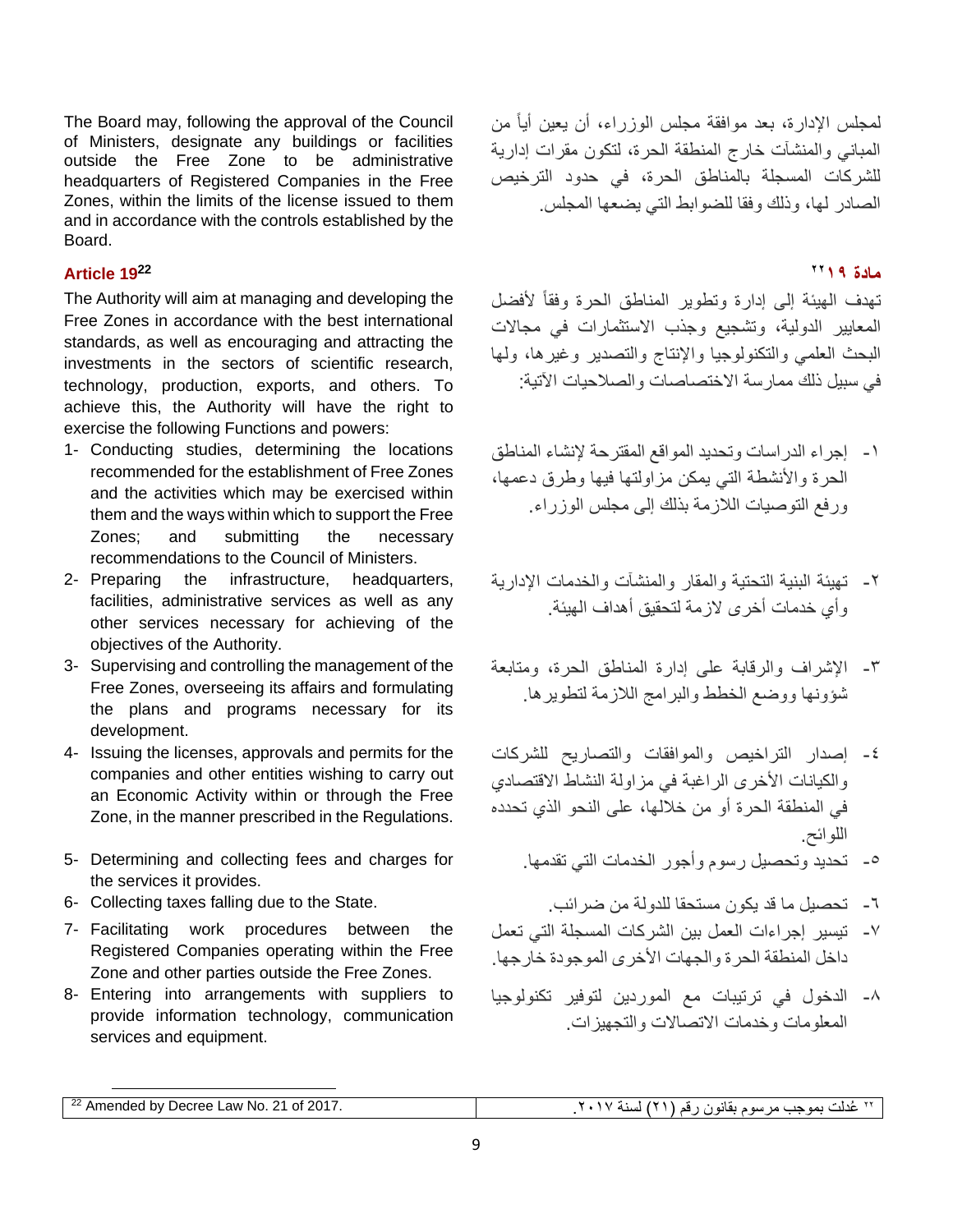The Board may, following the approval of the Council of Ministers, designate any buildings or facilities outside the Free Zone to be administrative headquarters of Registered Companies in the Free Zones, within the limits of the license issued to them and in accordance with the controls established by the Board.

لمجلس الإدارة، بعد موافقة مجلس الوزراء، أن يعين أياً من المباني والمنشآت خارج المنطقة الحرة، لتكون مقرات إدارية للشركات المسجلة بالمناطق الحرة، في حدود الترخيص الصادر لها، وذلك وفقا للضوابط التي يضعها المجلس.

### Article 19[22]

The Authority will aim at managing and developing the Free Zones in accordance with the best international standards, as well as encouraging and attracting the investments in the sectors of scientific research, technology, production, exports, and others. To achieve this, the Authority will have the right to exercise the following Functions and powers:

1- Conducting studies, determining the locations recommended for the establishment of Free Zones and the activities which may be exercised within them and the ways within which to support the Free Zones; and submitting the necessary recommendations to the Council of Ministers.
2- Preparing the infrastructure, headquarters, facilities, administrative services as well as any other services necessary for achieving of the objectives of the Authority.
3- Supervising and controlling the management of the Free Zones, overseeing its affairs and formulating the plans and programs necessary for its development.
4- Issuing the licenses, approvals and permits for the companies and other entities wishing to carry out an Economic Activity within or through the Free Zone, in the manner prescribed in the Regulations.
5- Determining and collecting fees and charges for the services it provides.
6- Collecting taxes falling due to the State.
7- Facilitating work procedures between the Registered Companies operating within the Free Zone and other parties outside the Free Zones.
8- Entering into arrangements with suppliers to provide information technology, communication services and equipment.

### مادة ١٩[٢٢]

تهدف الهيئة إلى إدارة وتطوير المناطق الحرة وفقاً لأفضل المعايير الدولية، وتشجيع وجذب الاستثمارات في مجالات البحث العلمي والتكنولوجيا والإنتاج والتصدير وغيرها، ولها في سبيل ذلك ممارسة الاختصاصات والصلاحيات الآتية:

١- إجراء الدراسات وتحديد المواقع المقترحة لإنشاء المناطق الحرة والأنشطة التي يمكن مزاولتها فيها وطرق دعمها، ورفع التوصيات اللازمة بذلك إلى مجلس الوزراء.
٢- تهيئة البنية التحتية والمقار والمنشآت والخدمات الإدارية وأي خدمات أخرى لازمة لتحقيق أهداف الهيئة.
٣- الإشراف والرقابة على إدارة المناطق الحرة، ومتابعة شؤونها ووضع الخطط والبرامج اللازمة لتطويرها.
٤- إصدار التراخيص والموافقات والتصاريح للشركات والكيانات الأخرى الراغبة في مزاولة النشاط الاقتصادي في المنطقة الحرة أو من خلالها، على النحو الذي تحدده اللوائح.
٥- تحديد وتحصيل رسوم وأجور الخدمات التي تقدمها.
٦- تحصيل ما قد يكون مستحقا للدولة من ضرائب.
٧- تيسير إجراءات العمل بين الشركات المسجلة التي تعمل داخل المنطقة الحرة والجهات الأخرى الموجودة خارجها.
٨- الدخول في ترتيبات مع الموردين لتوفير تكنولوجيا المعلومات وخدمات الاتصالات والتجهيزات.

---

[22] Amended by Decree Law No. 21 of 2017.

[٢٢] عُدلت بموجب مرسوم بقانون رقم (٢١) لسنة ٢٠١٧.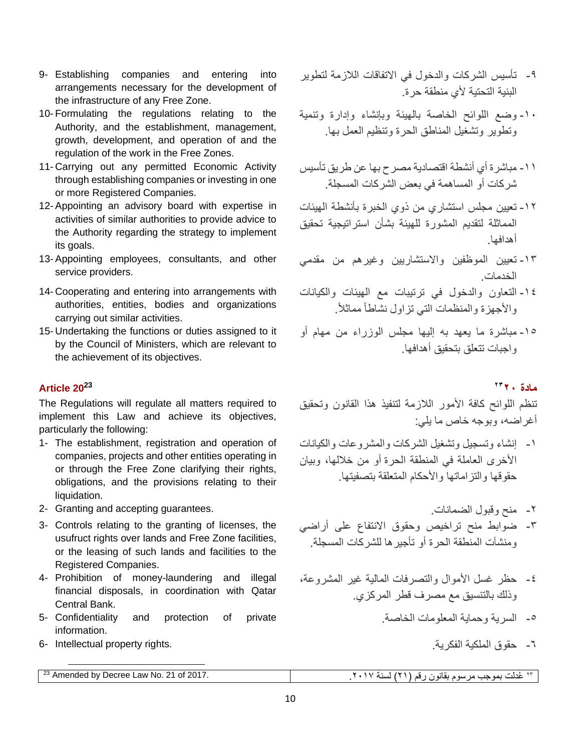9- Establishing companies and entering into arrangements necessary for the development of the infrastructure of any Free Zone.
10- Formulating the regulations relating to the Authority, and the establishment, management, growth, development, and operation of and the regulation of the work in the Free Zones.
11- Carrying out any permitted Economic Activity through establishing companies or investing in one or more Registered Companies.
12- Appointing an advisory board with expertise in activities of similar authorities to provide advice to the Authority regarding the strategy to implement its goals.
13- Appointing employees, consultants, and other service providers.
14- Cooperating and entering into arrangements with authorities, entities, bodies and organizations carrying out similar activities.
15- Undertaking the functions or duties assigned to it by the Council of Ministers, which are relevant to the achievement of its objectives.

٩- تأسيس الشركات والدخول في الاتفاقات اللازمة لتطوير البنية التحتية لأي منطقة حرة.
١٠- وضع اللوائح الخاصة بالهيئة وبإنشاء وإدارة وتنمية وتطوير وتشغيل المناطق الحرة وتنظيم العمل بها.
١١- مباشرة أي أنشطة اقتصادية مصرح بها عن طريق تأسيس شركات أو المساهمة في بعض الشركات المسجلة.
١٢- تعيين مجلس استشاري من ذوي الخبرة بأنشطة الهيئات المماثلة لتقديم المشورة للهيئة بشأن استراتيجية تحقيق أهدافها.
١٣- تعيين الموظفين والاستشاريين وغيرهم من مقدمي الخدمات.
١٤- التعاون والدخول في ترتيبات مع الهيئات والكيانات والأجهزة والمنظمات التي تزاول نشاطاً مماثلاً.
١٥- مباشرة ما يعهد به إليها مجلس الوزراء من مهام أو واجبات تتعلق بتحقيق أهدافها.

## Article 20[23]

The Regulations will regulate all matters required to implement this Law and achieve its objectives, particularly the following:

1- The establishment, registration and operation of companies, projects and other entities operating in or through the Free Zone clarifying their rights, obligations, and the provisions relating to their liquidation.
2- Granting and accepting guarantees.
3- Controls relating to the granting of licenses, the usufruct rights over lands and Free Zone facilities, or the leasing of such lands and facilities to the Registered Companies.
4- Prohibition of money-laundering and illegal financial disposals, in coordination with Qatar Central Bank.
5- Confidentiality and protection of private information.
6- Intellectual property rights.

## مادة ٢٠[٢٣]

تنظم اللوائح كافة الأمور اللازمة لتنفيذ هذا القانون وتحقيق أغراضه، وبوجه خاص ما يلي:

١- إنشاء وتسجيل وتشغيل الشركات والمشروعات والكيانات الأخرى العاملة في المنطقة الحرة أو من خلالها، وبيان حقوقها والتزاماتها والأحكام المتعلقة بتصفيتها.
٢- منح وقبول الضمانات.
٣- ضوابط منح تراخيص وحقوق الانتفاع على أراضي ومنشآت المنطقة الحرة أو تأجيرها للشركات المسجلة.
٤- حظر غسل الأموال والتصرفات المالية غير المشروعة، وذلك بالتنسيق مع مصرف قطر المركزي.
٥- السرية وحماية المعلومات الخاصة.
٦- حقوق الملكية الفكرية.

---

[23] Amended by Decree Law No. 21 of 2017.

[٢٣] عُدلت بموجب مرسوم بقانون رقم (٢١) لسنة ٢٠١٧.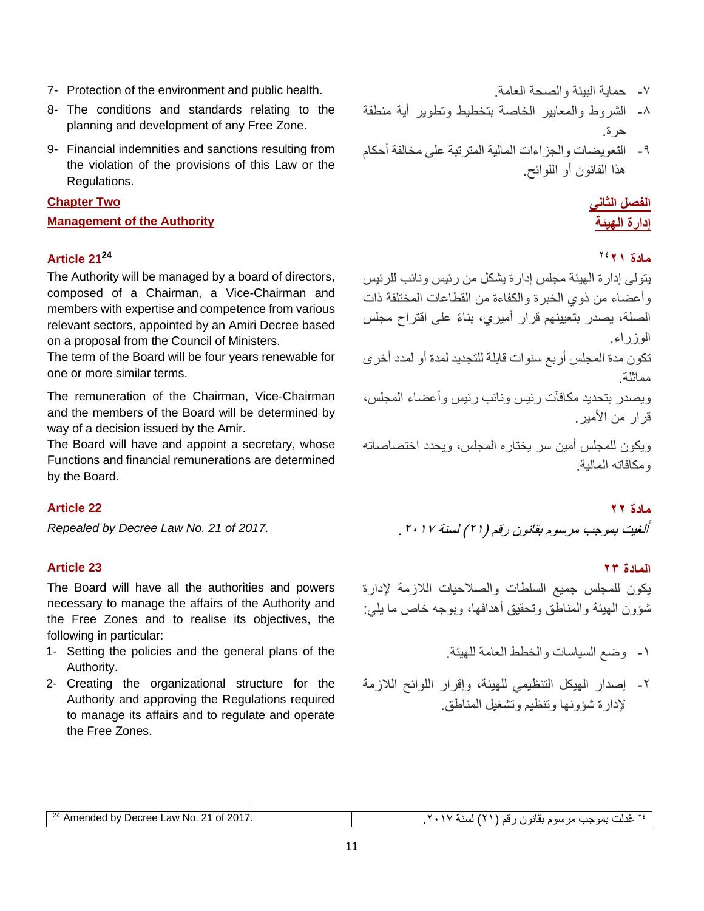7- Protection of the environment and public health.

8- The conditions and standards relating to the planning and development of any Free Zone.

9- Financial indemnities and sanctions resulting from the violation of the provisions of this Law or the Regulations.

٧- حماية البيئة والصحة العامة.

٨- الشروط والمعايير الخاصة بتخطيط وتطوير أية منطقة حرة.

٩- التعويضات والجزاءات المالية المترتبة على مخالفة أحكام هذا القانون أو اللوائح.

## Chapter Two

## Management of the Authority

## الفصل الثاني

## إدارة الهيئة

### Article 21[24]

The Authority will be managed by a board of directors, composed of a Chairman, a Vice-Chairman and members with expertise and competence from various relevant sectors, appointed by an Amiri Decree based on a proposal from the Council of Ministers.

The term of the Board will be four years renewable for one or more similar terms.

The remuneration of the Chairman, Vice-Chairman and the members of the Board will be determined by way of a decision issued by the Amir.

The Board will have and appoint a secretary, whose Functions and financial remunerations are determined by the Board.

### مادة ٢١[٢٤]

يتولى إدارة الهيئة مجلس إدارة يشكل من رئيس ونائب للرئيس وأعضاء من ذوي الخبرة والكفاءة من القطاعات المختلفة ذات الصلة، يصدر بتعيينهم قرار أميري، بناءً على اقتراح مجلس الوزراء.

تكون مدة المجلس أربع سنوات قابلة للتجديد لمدة أو لمدد أخرى مماثلة.

ويصدر بتحديد مكافآت رئيس ونائب رئيس وأعضاء المجلس، قرار من الأمير.

ويكون للمجلس أمين سر يختاره المجلس، ويحدد اختصاصاته ومكافآته المالية.

### Article 22

*Repealed by Decree Law No. 21 of 2017.*

### مادة ٢٢

*أُلغيت بموجب مرسوم بقانون رقم (٢١) لسنة ٢٠١٧.*

### Article 23

The Board will have all the authorities and powers necessary to manage the affairs of the Authority and the Free Zones and to realise its objectives, the following in particular:

1- Setting the policies and the general plans of the Authority.

2- Creating the organizational structure for the Authority and approving the Regulations required to manage its affairs and to regulate and operate the Free Zones.

### المادة ٢٣

يكون للمجلس جميع السلطات والصلاحيات اللازمة لإدارة شؤون الهيئة والمناطق وتحقيق أهدافها، وبوجه خاص ما يلي:

١- وضع السياسات والخطط العامة للهيئة.

٢- إصدار الهيكل التنظيمي للهيئة، وإقرار اللوائح اللازمة لإدارة شؤونها وتنظيم وتشغيل المناطق.

---

[24] Amended by Decree Law No. 21 of 2017.

[٢٤] عُدلت بموجب مرسوم بقانون رقم (٢١) لسنة ٢٠١٧.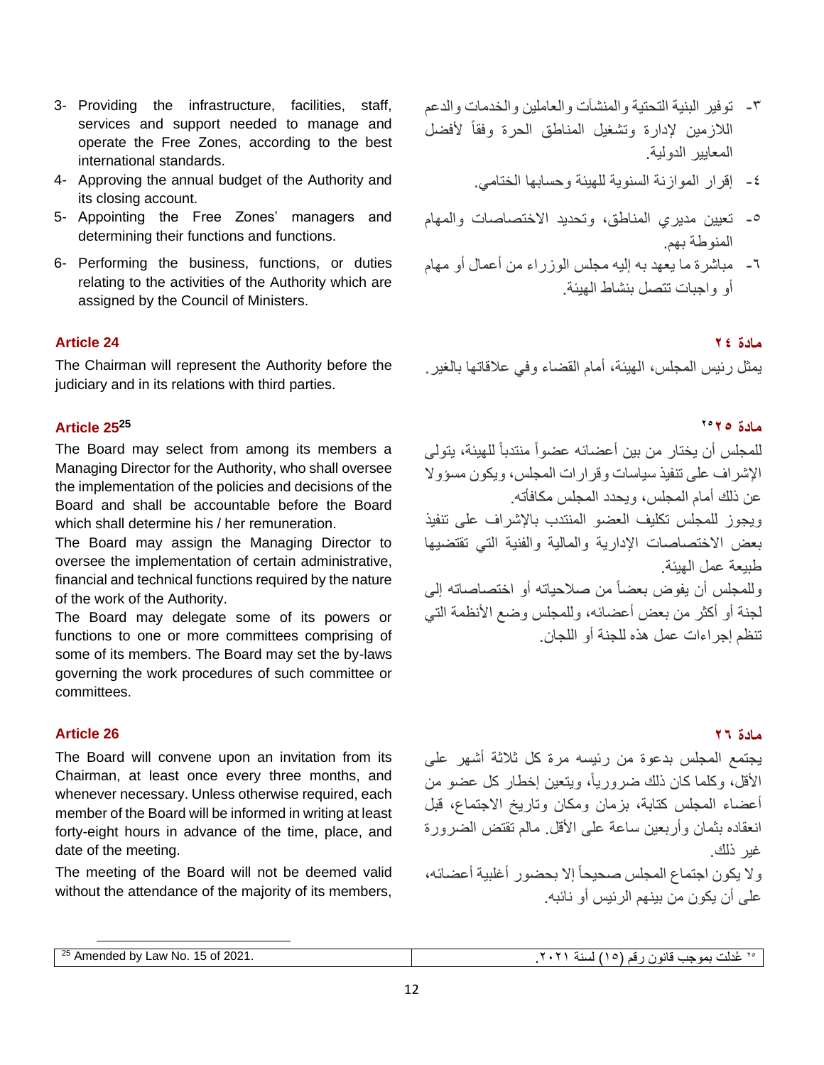3- Providing the infrastructure, facilities, staff, services and support needed to manage and operate the Free Zones, according to the best international standards.
4- Approving the annual budget of the Authority and its closing account.
5- Appointing the Free Zones' managers and determining their functions and functions.
6- Performing the business, functions, or duties relating to the activities of the Authority which are assigned by the Council of Ministers.

٣- توفير البنية التحتية والمنشآت والعاملين والخدمات والدعم اللازمين لإدارة وتشغيل المناطق الحرة وفقاً لأفضل المعايير الدولية.
٤- إقرار الموازنة السنوية للهيئة وحسابها الختامي.
٥- تعيين مديري المناطق، وتحديد الاختصاصات والمهام المنوطة بهم.
٦- مباشرة ما يعهد به إليه مجلس الوزراء من أعمال أو مهام أو واجبات تتصل بنشاط الهيئة.

### Article 24

The Chairman will represent the Authority before the judiciary and in its relations with third parties.

### مادة ٢٤

يمثل رئيس المجلس، الهيئة، أمام القضاء وفي علاقاتها بالغير.

### Article 25[25]

The Board may select from among its members a Managing Director for the Authority, who shall oversee the implementation of the policies and decisions of the Board and shall be accountable before the Board which shall determine his / her remuneration.

The Board may assign the Managing Director to oversee the implementation of certain administrative, financial and technical functions required by the nature of the work of the Authority.

The Board may delegate some of its powers or functions to one or more committees comprising of some of its members. The Board may set the by-laws governing the work procedures of such committee or committees.

### مادة ٢٥[٢٥]

للمجلس أن يختار من بين أعضائه عضواً منتدباً للهيئة، يتولى الإشراف على تنفيذ سياسات وقرارات المجلس، ويكون مسؤولا عن ذلك أمام المجلس، ويحدد المجلس مكافأته.

ويجوز للمجلس تكليف العضو المنتدب بالإشراف على تنفيذ بعض الاختصاصات الإدارية والمالية والفنية التي تقتضيها طبيعة عمل الهيئة.

وللمجلس أن يفوض بعضاً من صلاحياته أو اختصاصاته إلى لجنة أو أكثر من بعض أعضائه، وللمجلس وضع الأنظمة التي تنظم إجراءات عمل هذه للجنة أو اللجان.

### Article 26

The Board will convene upon an invitation from its Chairman, at least once every three months, and whenever necessary. Unless otherwise required, each member of the Board will be informed in writing at least forty-eight hours in advance of the time, place, and date of the meeting.

The meeting of the Board will not be deemed valid without the attendance of the majority of its members,

### مادة ٢٦

يجتمع المجلس بدعوة من رئيسه مرة كل ثلاثة أشهر على الأقل، وكلما كان ذلك ضرورياً، ويتعين إخطار كل عضو من أعضاء المجلس كتابة، بزمان ومكان وتاريخ الاجتماع، قبل انعقاده بثمان وأربعين ساعة على الأقل. مالم تقتض الضرورة غير ذلك.

ولا يكون اجتماع المجلس صحيحاً إلا بحضور أغلبية أعضائه، على أن يكون من بينهم الرئيس أو نائبه.

---

[25] Amended by Law No. 15 of 2021.

[٢٥] عُدلت بموجب قانون رقم (١٥) لسنة ٢٠٢١.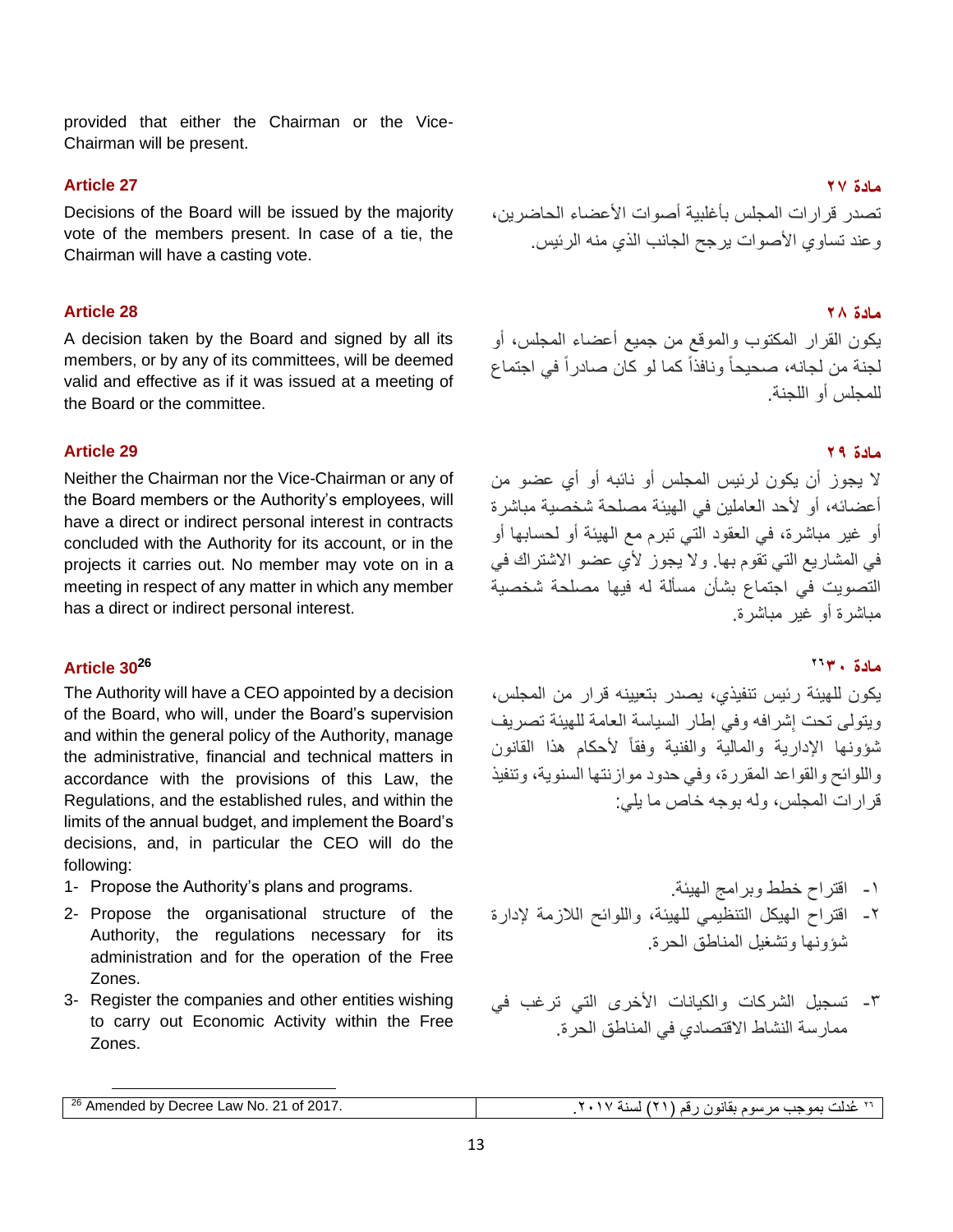provided that either the Chairman or the Vice-Chairman will be present.

### Article 27

Decisions of the Board will be issued by the majority vote of the members present. In case of a tie, the Chairman will have a casting vote.

### مادة ٢٧

تصدر قرارات المجلس بأغلبية أصوات الأعضاء الحاضرين، وعند تساوي الأصوات يرجح الجانب الذي منه الرئيس.

### Article 28

A decision taken by the Board and signed by all its members, or by any of its committees, will be deemed valid and effective as if it was issued at a meeting of the Board or the committee.

### مادة ٢٨

يكون القرار المكتوب والموقع من جميع أعضاء المجلس، أو لجنة من لجانه، صحيحاً ونافذاً كما لو كان صادراً في اجتماع للمجلس أو اللجنة.

### Article 29

Neither the Chairman nor the Vice-Chairman or any of the Board members or the Authority's employees, will have a direct or indirect personal interest in contracts concluded with the Authority for its account, or in the projects it carries out. No member may vote on in a meeting in respect of any matter in which any member has a direct or indirect personal interest.

### مادة ٢٩

لا يجوز أن يكون لرئيس المجلس أو نائبه أو أي عضو من أعضائه، أو لأحد العاملين في الهيئة مصلحة شخصية مباشرة أو غير مباشرة، في العقود التي تبرم مع الهيئة أو لحسابها أو في المشاريع التي تقوم بها. ولا يجوز لأي عضو الاشتراك في التصويت في اجتماع بشأن مسألة له فيها مصلحة شخصية مباشرة أو غير مباشرة.

### Article 30[26]

The Authority will have a CEO appointed by a decision of the Board, who will, under the Board's supervision and within the general policy of the Authority, manage the administrative, financial and technical matters in accordance with the provisions of this Law, the Regulations, and the established rules, and within the limits of the annual budget, and implement the Board's decisions, and, in particular the CEO will do the following:

1- Propose the Authority's plans and programs.
2- Propose the organisational structure of the Authority, the regulations necessary for its administration and for the operation of the Free Zones.
3- Register the companies and other entities wishing to carry out Economic Activity within the Free Zones.

### مادة ٣٠[٢٦]

يكون للهيئة رئيس تنفيذي، يصدر بتعيينه قرار من المجلس، ويتولى تحت إشرافه وفي إطار السياسة العامة للهيئة تصريف شؤونها الإدارية والمالية والفنية وفقاً لأحكام هذا القانون واللوائح والقواعد المقررة، وفي حدود موازنتها السنوية، وتنفيذ قرارات المجلس، وله بوجه خاص ما يلي:

١- اقتراح خطط وبرامج الهيئة.
٢- اقتراح الهيكل التنظيمي للهيئة، واللوائح اللازمة لإدارة شؤونها وتشغيل المناطق الحرة.
٣- تسجيل الشركات والكيانات الأخرى التي ترغب في ممارسة النشاط الاقتصادي في المناطق الحرة.

---

[26] Amended by Decree Law No. 21 of 2017.

[٢٦] عُدلت بموجب مرسوم بقانون رقم (٢١) لسنة ٢٠١٧.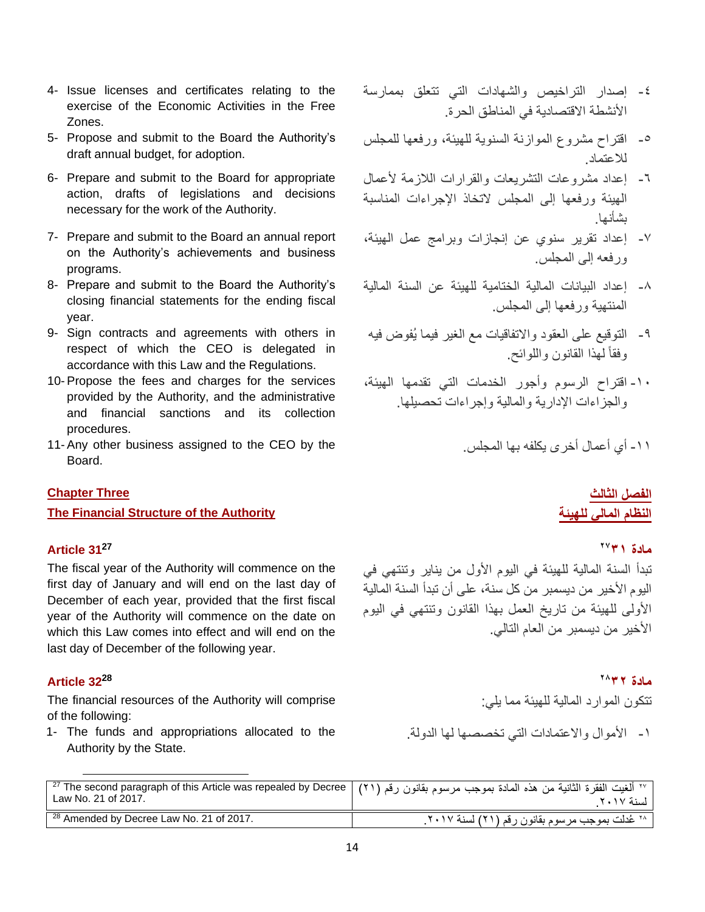4- Issue licenses and certificates relating to the exercise of the Economic Activities in the Free Zones.
5- Propose and submit to the Board the Authority's draft annual budget, for adoption.
6- Prepare and submit to the Board for appropriate action, drafts of legislations and decisions necessary for the work of the Authority.
7- Prepare and submit to the Board an annual report on the Authority's achievements and business programs.
8- Prepare and submit to the Board the Authority's closing financial statements for the ending fiscal year.
9- Sign contracts and agreements with others in respect of which the CEO is delegated in accordance with this Law and the Regulations.
10- Propose the fees and charges for the services provided by the Authority, and the administrative and financial sanctions and its collection procedures.
11- Any other business assigned to the CEO by the Board.

٤- إصدار التراخيص والشهادات التي تتعلق بممارسة الأنشطة الاقتصادية في المناطق الحرة.
٥- اقتراح مشروع الموازنة السنوية للهيئة، ورفعها للمجلس للاعتماد.
٦- إعداد مشروعات التشريعات والقرارات اللازمة لأعمال الهيئة ورفعها إلى المجلس لاتخاذ الإجراءات المناسبة بشأنها.
٧- إعداد تقرير سنوي عن إنجازات وبرامج عمل الهيئة، ورفعه إلى المجلس.
٨- إعداد البيانات المالية الختامية للهيئة عن السنة المالية المنتهية ورفعها إلى المجلس.
٩- التوقيع على العقود والاتفاقيات مع الغير فيما يُفوض فيه وفقاً لهذا القانون واللوائح.
١٠- اقتراح الرسوم وأجور الخدمات التي تقدمها الهيئة، والجزاءات الإدارية والمالية وإجراءات تحصيلها.
١١- أي أعمال أخرى يكلفه بها المجلس.

## Chapter Three

## The Financial Structure of the Authority

## الفصل الثالث

## النظام المالي للهيئة

### Article 31[27]

The fiscal year of the Authority will commence on the first day of January and will end on the last day of December of each year, provided that the first fiscal year of the Authority will commence on the date on which this Law comes into effect and will end on the last day of December of the following year.

### مادة ٣١[٢٧]

تبدأ السنة المالية للهيئة في اليوم الأول من يناير وتنتهي في اليوم الأخير من ديسمبر من كل سنة، على أن تبدأ السنة المالية الأولى للهيئة من تاريخ العمل بهذا القانون وتنتهي في اليوم الأخير من ديسمبر من العام التالي.

### Article 32[28]

The financial resources of the Authority will comprise of the following:

1- The funds and appropriations allocated to the Authority by the State.

### مادة ٣٢[٢٨]

تتكون الموارد المالية للهيئة مما يلي:

١- الأموال والاعتمادات التي تخصصها لها الدولة.

---

[27] The second paragraph of this Article was repealed by Decree Law No. 21 of 2017.

[٢٧] ألغيت الفقرة الثانية من هذه المادة بموجب مرسوم بقانون رقم (٢١) لسنة ٢٠١٧.

[28] Amended by Decree Law No. 21 of 2017.

[٢٨] عُدلت بموجب مرسوم بقانون رقم (٢١) لسنة ٢٠١٧.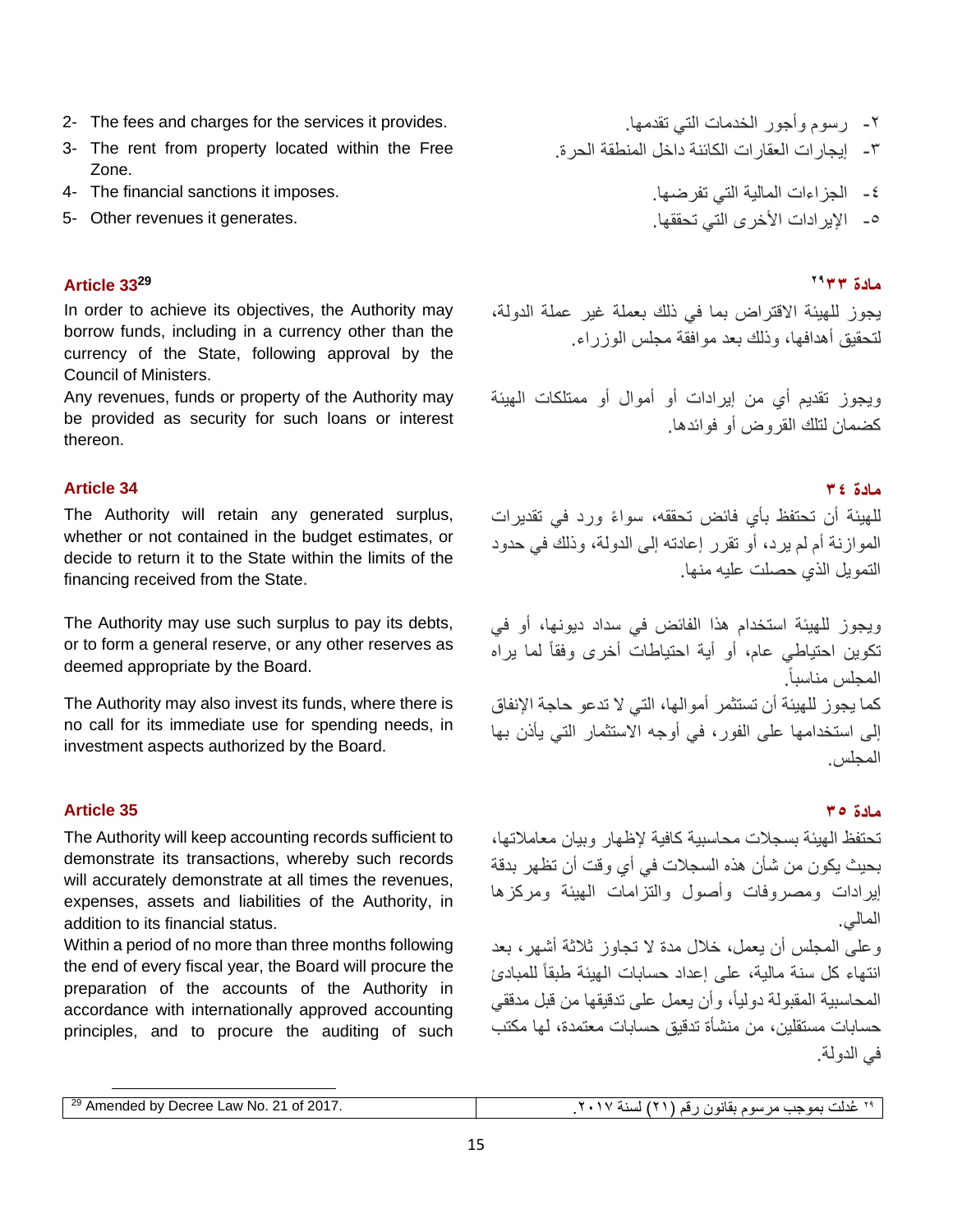2- The fees and charges for the services it provides.
3- The rent from property located within the Free Zone.
4- The financial sanctions it imposes.
5- Other revenues it generates.

٢- رسوم وأجور الخدمات التي تقدمها.
٣- إيجارات العقارات الكائنة داخل المنطقة الحرة.
٤- الجزاءات المالية التي تفرضها.
٥- الإيرادات الأخرى التي تحققها.

### Article 33[29]

In order to achieve its objectives, the Authority may borrow funds, including in a currency other than the currency of the State, following approval by the Council of Ministers.

Any revenues, funds or property of the Authority may be provided as security for such loans or interest thereon.

### مادة ٣٣[٢٩]

يجوز للهيئة الاقتراض بما في ذلك بعملة غير عملة الدولة، لتحقيق أهدافها، وذلك بعد موافقة مجلس الوزراء.

ويجوز تقديم أي من إيرادات أو أموال أو ممتلكات الهيئة كضمان لتلك القروض أو فوائدها.

### Article 34

The Authority will retain any generated surplus, whether or not contained in the budget estimates, or decide to return it to the State within the limits of the financing received from the State.

The Authority may use such surplus to pay its debts, or to form a general reserve, or any other reserves as deemed appropriate by the Board.

The Authority may also invest its funds, where there is no call for its immediate use for spending needs, in investment aspects authorized by the Board.

### مادة ٣٤

للهيئة أن تحتفظ بأي فائض تحققه، سواءً ورد في تقديرات الموازنة أم لم يرد، أو تقرر إعادته إلى الدولة، وذلك في حدود التمويل الذي حصلت عليه منها.

ويجوز للهيئة استخدام هذا الفائض في سداد ديونها، أو في تكوين احتياطي عام، أو أية احتياطات أخرى وفقاً لما يراه المجلس مناسباً.

كما يجوز للهيئة أن تستثمر أموالها، التي لا تدعو حاجة الإنفاق إلى استخدامها على الفور، في أوجه الاستثمار التي يأذن بها المجلس.

### Article 35

The Authority will keep accounting records sufficient to demonstrate its transactions, whereby such records will accurately demonstrate at all times the revenues, expenses, assets and liabilities of the Authority, in addition to its financial status.

Within a period of no more than three months following the end of every fiscal year, the Board will procure the preparation of the accounts of the Authority in accordance with internationally approved accounting principles, and to procure the auditing of such

### مادة ٣٥

تحتفظ الهيئة بسجلات محاسبية كافية لإظهار وبيان معاملاتها، بحيث يكون من شأن هذه السجلات في أي وقت أن تظهر بدقة إيرادات ومصروفات وأصول والتزامات الهيئة ومركزها المالي.

وعلى المجلس أن يعمل، خلال مدة لا تجاوز ثلاثة أشهر، بعد انتهاء كل سنة مالية، على إعداد حسابات الهيئة طبقاً للمبادئ المحاسبية المقبولة دولياً، وأن يعمل على تدقيقها من قبل مدققي حسابات مستقلين، من منشأة تدقيق حسابات معتمدة، لها مكتب في الدولة.

---

[29] Amended by Decree Law No. 21 of 2017.

[٢٩] عُدلت بموجب مرسوم بقانون رقم (٢١) لسنة ٢٠١٧.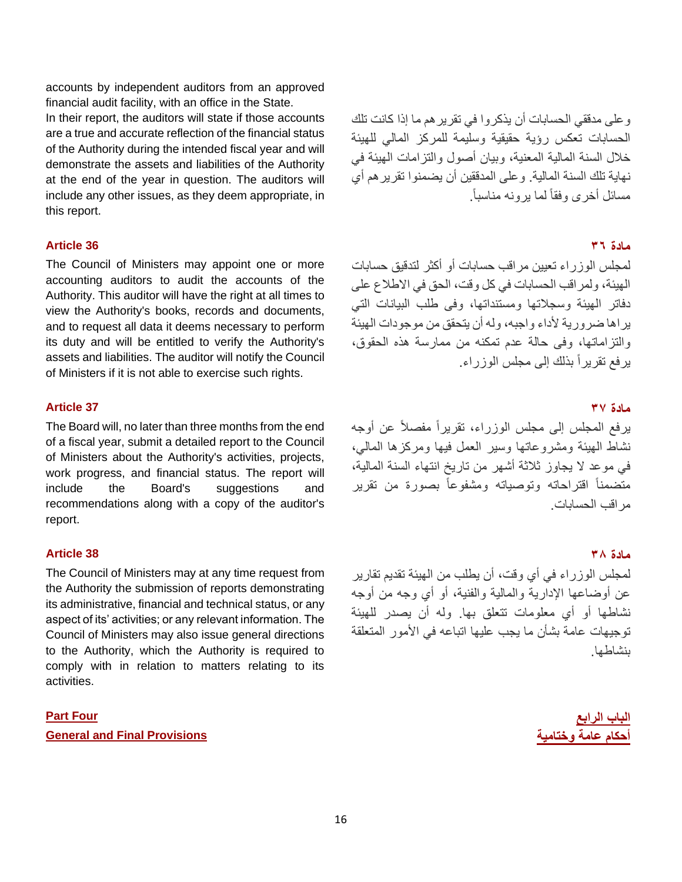accounts by independent auditors from an approved financial audit facility, with an office in the State.

In their report, the auditors will state if those accounts are a true and accurate reflection of the financial status of the Authority during the intended fiscal year and will demonstrate the assets and liabilities of the Authority at the end of the year in question. The auditors will include any other issues, as they deem appropriate, in this report.

وعلى مدققي الحسابات أن يذكروا في تقريرهم ما إذا كانت تلك الحسابات تعكس رؤية حقيقية وسليمة للمركز المالي للهيئة خلال السنة المالية المعنية، وبيان أصول والتزامات الهيئة في نهاية تلك السنة المالية. وعلى المدققين أن يضمنوا تقريرهم أي مسائل أخرى وفقاً لما يرونه مناسباً.

### Article 36

The Council of Ministers may appoint one or more accounting auditors to audit the accounts of the Authority. This auditor will have the right at all times to view the Authority's books, records and documents, and to request all data it deems necessary to perform its duty and will be entitled to verify the Authority's assets and liabilities. The auditor will notify the Council of Ministers if it is not able to exercise such rights.

### مادة ٣٦

لمجلس الوزراء تعيين مراقب حسابات أو أكثر لتدقيق حسابات الهيئة، ولمراقب الحسابات في كل وقت، الحق في الاطلاع على دفاتر الهيئة وسجلاتها ومستنداتها، وفى طلب البيانات التي يراها ضرورية لأداء واجبه، وله أن يتحقق من موجودات الهيئة والتزاماتها، وفى حالة عدم تمكنه من ممارسة هذه الحقوق، يرفع تقريراً بذلك إلى مجلس الوزراء.

### Article 37

The Board will, no later than three months from the end of a fiscal year, submit a detailed report to the Council of Ministers about the Authority's activities, projects, work progress, and financial status. The report will include the Board's suggestions and recommendations along with a copy of the auditor's report.

### مادة ٣٧

يرفع المجلس إلى مجلس الوزراء، تقريراً مفصلاً عن أوجه نشاط الهيئة ومشروعاتها وسير العمل فيها ومركزها المالي، في موعد لا يجاوز ثلاثة أشهر من تاريخ انتهاء السنة المالية، متضمناً اقتراحاته وتوصياته ومشفوعاً بصورة من تقرير مراقب الحسابات.

### Article 38

The Council of Ministers may at any time request from the Authority the submission of reports demonstrating its administrative, financial and technical status, or any aspect of its' activities; or any relevant information. The Council of Ministers may also issue general directions to the Authority, which the Authority is required to comply with in relation to matters relating to its activities.

### مادة ٣٨

لمجلس الوزراء في أي وقت، أن يطلب من الهيئة تقديم تقارير عن أوضاعها الإدارية والمالية والفنية، أو أي وجه من أوجه نشاطها أو أي معلومات تتعلق بها. وله أن يصدر للهيئة توجيهات عامة بشأن ما يجب عليها اتباعه في الأمور المتعلقة بنشاطها.

## Part Four

## General and Final Provisions

## الباب الرابع

## أحكام عامة وختامية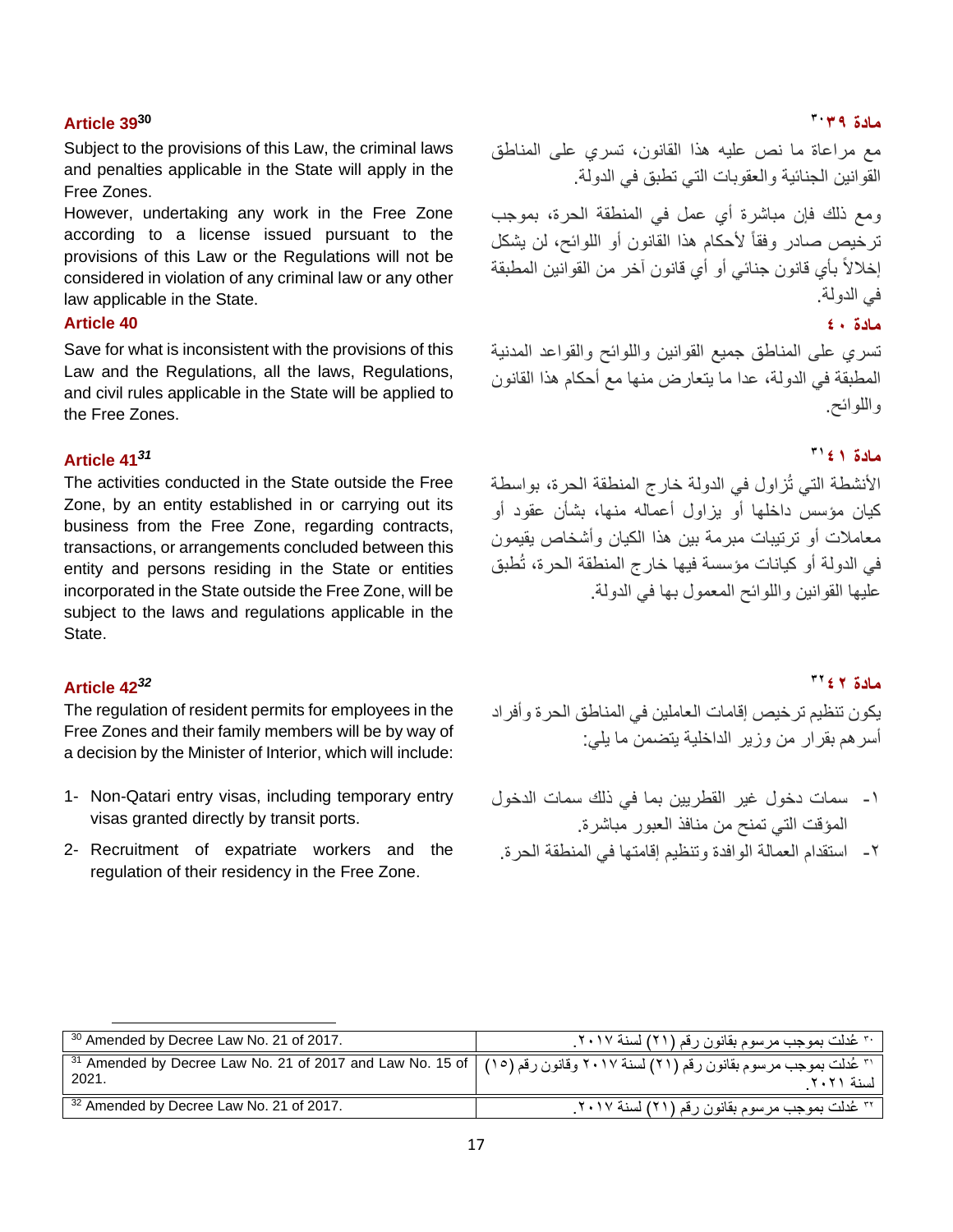## Article 39[30]

Subject to the provisions of this Law, the criminal laws and penalties applicable in the State will apply in the Free Zones.

However, undertaking any work in the Free Zone according to a license issued pursuant to the provisions of this Law or the Regulations will not be considered in violation of any criminal law or any other law applicable in the State.

## مادة ٣٩[٣٠]

مع مراعاة ما نص عليه هذا القانون، تسري على المناطق القوانين الجنائية والعقوبات التي تطبق في الدولة.

ومع ذلك فإن مباشرة أي عمل في المنطقة الحرة، بموجب ترخيص صادر وفقاً لأحكام هذا القانون أو اللوائح، لن يشكل إخلالاً بأي قانون جنائي أو أي قانون آخر من القوانين المطبقة في الدولة.

## Article 40

Save for what is inconsistent with the provisions of this Law and the Regulations, all the laws, Regulations, and civil rules applicable in the State will be applied to the Free Zones.

## مادة ٤٠

تسري على المناطق جميع القوانين واللوائح والقواعد المدنية المطبقة في الدولة، عدا ما يتعارض منها مع أحكام هذا القانون واللوائح.

## Article 41[31]

The activities conducted in the State outside the Free Zone, by an entity established in or carrying out its business from the Free Zone, regarding contracts, transactions, or arrangements concluded between this entity and persons residing in the State or entities incorporated in the State outside the Free Zone, will be subject to the laws and regulations applicable in the State.

## مادة ٤١[٣١]

الأنشطة التي تُزاول في الدولة خارج المنطقة الحرة، بواسطة كيان مؤسس داخلها أو يزاول أعماله منها، بشأن عقود أو معاملات أو ترتيبات مبرمة بين هذا الكيان وأشخاص يقيمون في الدولة أو كيانات مؤسسة فيها خارج المنطقة الحرة، تُطبق عليها القوانين واللوائح المعمول بها في الدولة.

## Article 42[32]

The regulation of resident permits for employees in the Free Zones and their family members will be by way of a decision by the Minister of Interior, which will include:

1- Non-Qatari entry visas, including temporary entry visas granted directly by transit ports.
2- Recruitment of expatriate workers and the regulation of their residency in the Free Zone.

## مادة ٤٢[٣٢]

يكون تنظيم ترخيص إقامات العاملين في المناطق الحرة وأفراد أسرهم بقرار من وزير الداخلية يتضمن ما يلي:

١- سمات دخول غير القطريين بما في ذلك سمات الدخول المؤقت التي تمنح من منافذ العبور مباشرة.
٢- استقدام العمالة الوافدة وتنظيم إقامتها في المنطقة الحرة.

| | |
|---|---|
| [30] Amended by Decree Law No. 21 of 2017. | [٣٠] عُدلت بموجب مرسوم بقانون رقم (٢١) لسنة ٢٠١٧. |
| [31] Amended by Decree Law No. 21 of 2017 and Law No. 15 of 2021. | [٣١] عُدلت بموجب مرسوم بقانون رقم (٢١) لسنة ٢٠١٧ وقانون رقم (١٥) لسنة ٢٠٢١. |
| [32] Amended by Decree Law No. 21 of 2017. | [٣٢] عُدلت بموجب مرسوم بقانون رقم (٢١) لسنة ٢٠١٧. |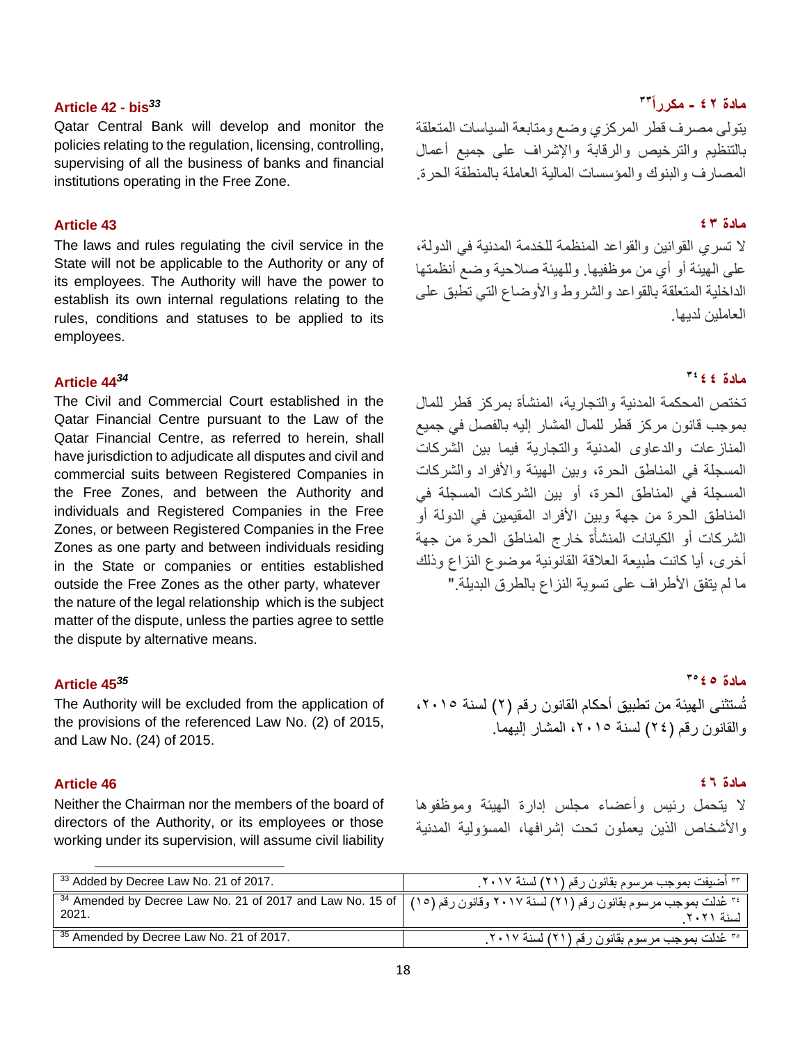### Article 42 - bis[33]

Qatar Central Bank will develop and monitor the policies relating to the regulation, licensing, controlling, supervising of all the business of banks and financial institutions operating in the Free Zone.

### مادة ٤٢ - مكرراً[٣٣]

يتولى مصرف قطر المركزي وضع ومتابعة السياسات المتعلقة بالتنظيم والترخيص والرقابة والإشراف على جميع أعمال المصارف والبنوك والمؤسسات المالية العاملة بالمنطقة الحرة.

### Article 43

The laws and rules regulating the civil service in the State will not be applicable to the Authority or any of its employees. The Authority will have the power to establish its own internal regulations relating to the rules, conditions and statuses to be applied to its employees.

### مادة ٤٣

لا تسري القوانين والقواعد المنظمة للخدمة المدنية في الدولة، على الهيئة أو أي من موظفيها. وللهيئة صلاحية وضع أنظمتها الداخلية المتعلقة بالقواعد والشروط والأوضاع التي تطبق على العاملين لديها.

### Article 44[34]

The Civil and Commercial Court established in the Qatar Financial Centre pursuant to the Law of the Qatar Financial Centre, as referred to herein, shall have jurisdiction to adjudicate all disputes and civil and commercial suits between Registered Companies in the Free Zones, and between the Authority and individuals and Registered Companies in the Free Zones, or between Registered Companies in the Free Zones as one party and between individuals residing in the State or companies or entities established outside the Free Zones as the other party, whatever the nature of the legal relationship which is the subject matter of the dispute, unless the parties agree to settle the dispute by alternative means.

### مادة ٤٤[٣٤]

تختص المحكمة المدنية والتجارية، المنشأة بمركز قطر للمال بموجب قانون مركز قطر للمال المشار إليه بالفصل في جميع المنازعات والدعاوى المدنية والتجارية فيما بين الشركات المسجلة في المناطق الحرة، وبين الهيئة والأفراد والشركات المسجلة في المناطق الحرة، أو بين الشركات المسجلة في المناطق الحرة من جهة وبين الأفراد المقيمين في الدولة أو الشركات أو الكيانات المنشأة خارج المناطق الحرة من جهة أخرى، أيا كانت طبيعة العلاقة القانونية موضوع النزاع وذلك ما لم يتفق الأطراف على تسوية النزاع بالطرق البديلة."

### Article 45[35]

The Authority will be excluded from the application of the provisions of the referenced Law No. (2) of 2015, and Law No. (24) of 2015.

### مادة ٤٥[٣٥]

تُستثنى الهيئة من تطبيق أحكام القانون رقم (٢) لسنة ٢٠١٥، والقانون رقم (٢٤) لسنة ٢٠١٥، المشار إليهما.

### Article 46

Neither the Chairman nor the members of the board of directors of the Authority, or its employees or those working under its supervision, will assume civil liability

### مادة ٤٦

لا يتحمل رئيس وأعضاء مجلس إدارة الهيئة وموظفوها والأشخاص الذين يعملون تحت إشرافها، المسؤولية المدنية

---

| | |
|---|---|
| [33] Added by Decree Law No. 21 of 2017. | [٣٣] أضيفت بموجب مرسوم بقانون رقم (٢١) لسنة ٢٠١٧. |
| [34] Amended by Decree Law No. 21 of 2017 and Law No. 15 of 2021. | [٣٤] عُدلت بموجب مرسوم بقانون رقم (٢١) لسنة ٢٠١٧ وقانون رقم (١٥) لسنة ٢٠٢١. |
| [35] Amended by Decree Law No. 21 of 2017. | [٣٥] عُدلت بموجب مرسوم بقانون رقم (٢١) لسنة ٢٠١٧. |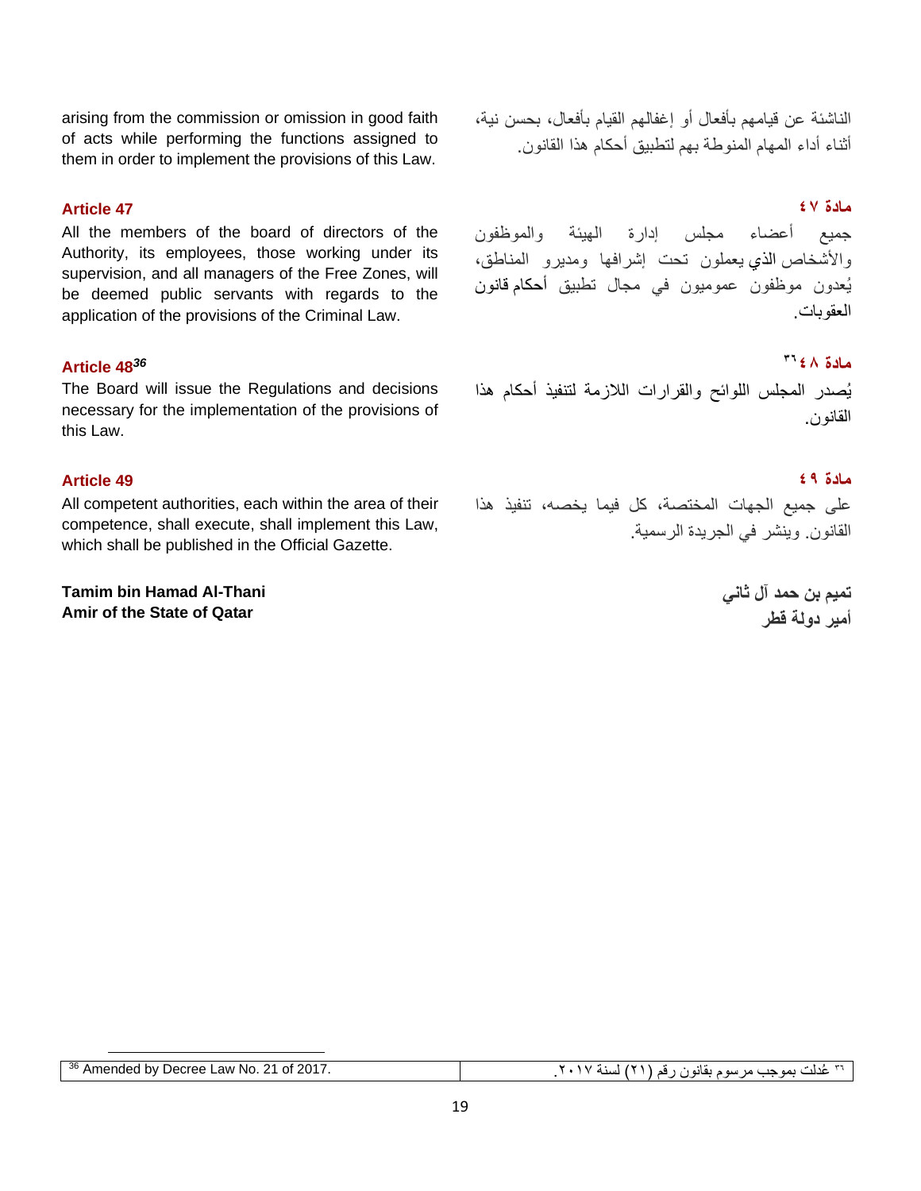arising from the commission or omission in good faith of acts while performing the functions assigned to them in order to implement the provisions of this Law.

الناشئة عن قيامهم بأفعال أو إغفالهم القيام بأفعال، بحسن نية، أثناء أداء المهام المنوطة بهم لتطبيق أحكام هذا القانون.

### Article 47

All the members of the board of directors of the Authority, its employees, those working under its supervision, and all managers of the Free Zones, will be deemed public servants with regards to the application of the provisions of the Criminal Law.

### مادة ٤٧

جميع أعضاء مجلس إدارة الهيئة والموظفون والأشخاص الذي يعملون تحت إشرافها ومديرو المناطق، يُعدون موظفون عموميون في مجال تطبيق أحكام قانون العقوبات.

### Article 48[36]

The Board will issue the Regulations and decisions necessary for the implementation of the provisions of this Law.

### مادة ٤٨[٣٦]

يُصدر المجلس اللوائح والقرارات اللازمة لتنفيذ أحكام هذا القانون.

### Article 49

All competent authorities, each within the area of their competence, shall execute, shall implement this Law, which shall be published in the Official Gazette.

### مادة ٤٩

على جميع الجهات المختصة، كل فيما يخصه، تنفيذ هذا القانون. وينشر في الجريدة الرسمية.

**Tamim bin Hamad Al-Thani**
**Amir of the State of Qatar**

**تميم بن حمد آل ثاني**
**أمير دولة قطر**

---

[36] Amended by Decree Law No. 21 of 2017.

[٣٦] عُدلت بموجب مرسوم بقانون رقم (٢١) لسنة ٢٠١٧.